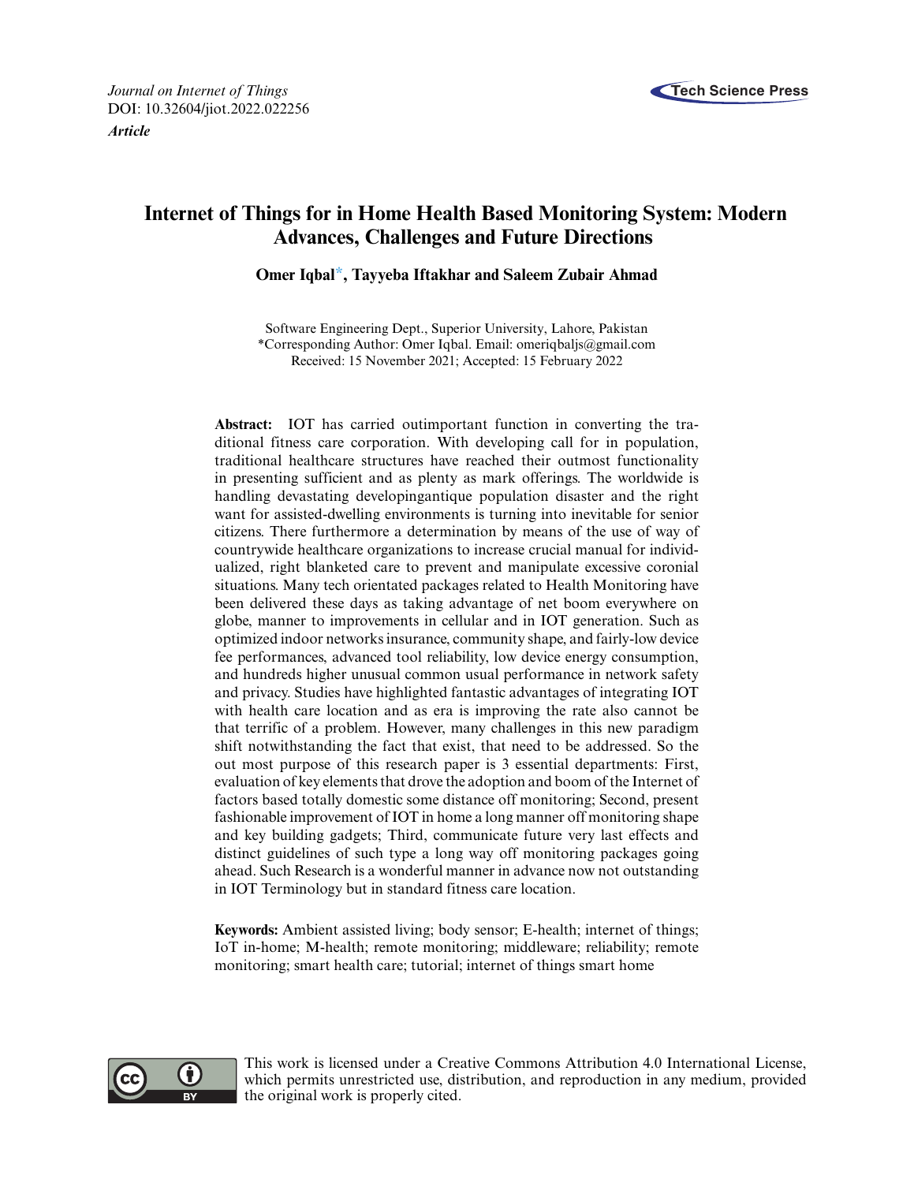*Journal on Internet of Things*
DOI: 10.32604/jiot.2022.022256
***Article***

# Internet of Things for in Home Health Based Monitoring System: Modern Advances, Challenges and Future Directions

**Omer Iqbal*, Tayyeba Iftakhar and Saleem Zubair Ahmad**

Software Engineering Dept., Superior University, Lahore, Pakistan
*Corresponding Author: Omer Iqbal. Email: omeriqbaljs@gmail.com
Received: 15 November 2021; Accepted: 15 February 2022

**Abstract:** IOT has carried outimportant function in converting the traditional fitness care corporation. With developing call for in population, traditional healthcare structures have reached their outmost functionality in presenting sufficient and as plenty as mark offerings. The worldwide is handling devastating developingantique population disaster and the right want for assisted-dwelling environments is turning into inevitable for senior citizens. There furthermore a determination by means of the use of way of countrywide healthcare organizations to increase crucial manual for individualized, right blanketed care to prevent and manipulate excessive coronial situations. Many tech orientated packages related to Health Monitoring have been delivered these days as taking advantage of net boom everywhere on globe, manner to improvements in cellular and in IOT generation. Such as optimized indoor networks insurance, community shape, and fairly-low device fee performances, advanced tool reliability, low device energy consumption, and hundreds higher unusual common usual performance in network safety and privacy. Studies have highlighted fantastic advantages of integrating IOT with health care location and as era is improving the rate also cannot be that terrific of a problem. However, many challenges in this new paradigm shift notwithstanding the fact that exist, that need to be addressed. So the out most purpose of this research paper is 3 essential departments: First, evaluation of key elements that drove the adoption and boom of the Internet of factors based totally domestic some distance off monitoring; Second, present fashionable improvement of IOT in home a long manner off monitoring shape and key building gadgets; Third, communicate future very last effects and distinct guidelines of such type a long way off monitoring packages going ahead. Such Research is a wonderful manner in advance now not outstanding in IOT Terminology but in standard fitness care location.

**Keywords:** Ambient assisted living; body sensor; E-health; internet of things; IoT in-home; M-health; remote monitoring; middleware; reliability; remote monitoring; smart health care; tutorial; internet of things smart home

This work is licensed under a Creative Commons Attribution 4.0 International License, which permits unrestricted use, distribution, and reproduction in any medium, provided the original work is properly cited.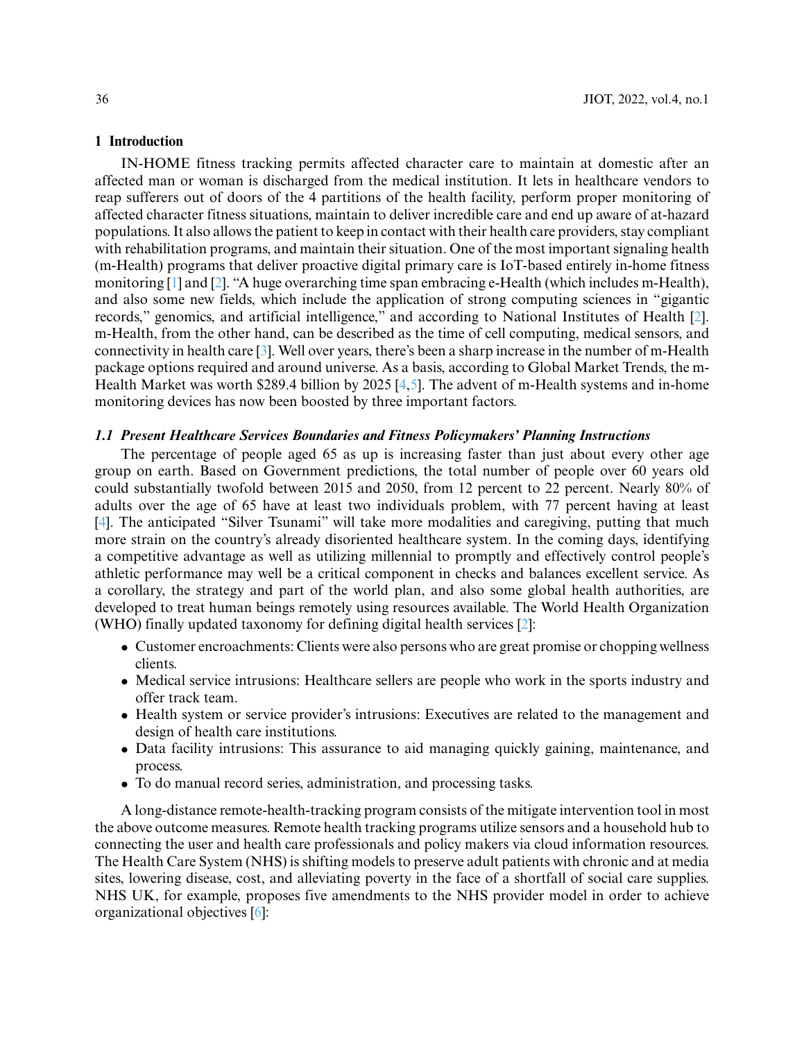## 1 Introduction

IN-HOME fitness tracking permits affected character care to maintain at domestic after an affected man or woman is discharged from the medical institution. It lets in healthcare vendors to reap sufferers out of doors of the 4 partitions of the health facility, perform proper monitoring of affected character fitness situations, maintain to deliver incredible care and end up aware of at-hazard populations. It also allows the patient to keep in contact with their health care providers, stay compliant with rehabilitation programs, and maintain their situation. One of the most important signaling health (m-Health) programs that deliver proactive digital primary care is IoT-based entirely in-home fitness monitoring [1] and [2]. "A huge overarching time span embracing e-Health (which includes m-Health), and also some new fields, which include the application of strong computing sciences in "gigantic records," genomics, and artificial intelligence," and according to National Institutes of Health [2]. m-Health, from the other hand, can be described as the time of cell computing, medical sensors, and connectivity in health care [3]. Well over years, there's been a sharp increase in the number of m-Health package options required and around universe. As a basis, according to Global Market Trends, the m-Health Market was worth $289.4 billion by 2025 [4,5]. The advent of m-Health systems and in-home monitoring devices has now been boosted by three important factors.

### 1.1 Present Healthcare Services Boundaries and Fitness Policymakers' Planning Instructions

The percentage of people aged 65 as up is increasing faster than just about every other age group on earth. Based on Government predictions, the total number of people over 60 years old could substantially twofold between 2015 and 2050, from 12 percent to 22 percent. Nearly 80% of adults over the age of 65 have at least two individuals problem, with 77 percent having at least [4]. The anticipated "Silver Tsunami" will take more modalities and caregiving, putting that much more strain on the country's already disoriented healthcare system. In the coming days, identifying a competitive advantage as well as utilizing millennial to promptly and effectively control people's athletic performance may well be a critical component in checks and balances excellent service. As a corollary, the strategy and part of the world plan, and also some global health authorities, are developed to treat human beings remotely using resources available. The World Health Organization (WHO) finally updated taxonomy for defining digital health services [2]:

- Customer encroachments: Clients were also persons who are great promise or chopping wellness clients.
- Medical service intrusions: Healthcare sellers are people who work in the sports industry and offer track team.
- Health system or service provider's intrusions: Executives are related to the management and design of health care institutions.
- Data facility intrusions: This assurance to aid managing quickly gaining, maintenance, and process.
- To do manual record series, administration, and processing tasks.

A long-distance remote-health-tracking program consists of the mitigate intervention tool in most the above outcome measures. Remote health tracking programs utilize sensors and a household hub to connecting the user and health care professionals and policy makers via cloud information resources. The Health Care System (NHS) is shifting models to preserve adult patients with chronic and at media sites, lowering disease, cost, and alleviating poverty in the face of a shortfall of social care supplies. NHS UK, for example, proposes five amendments to the NHS provider model in order to achieve organizational objectives [6]: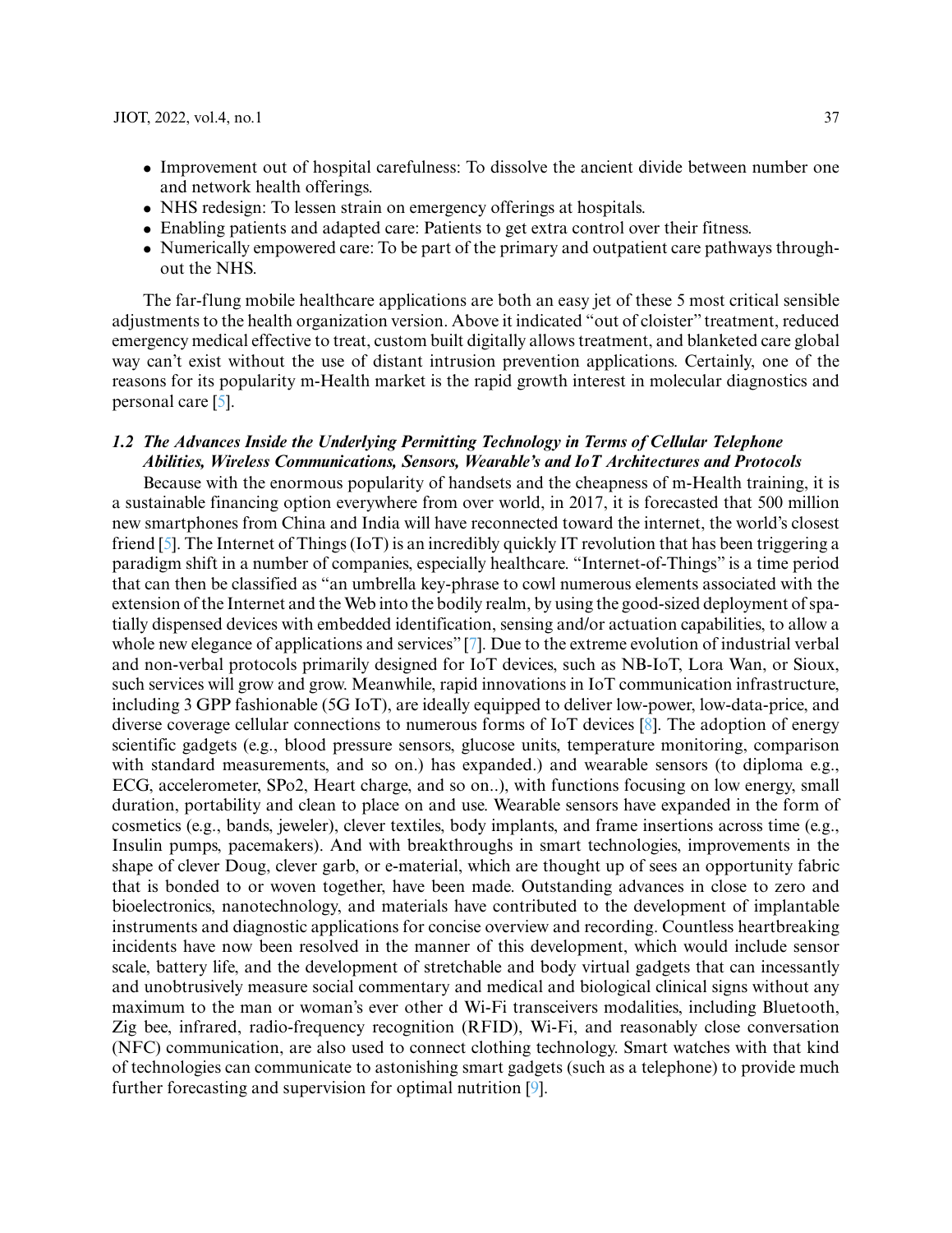- Improvement out of hospital carefulness: To dissolve the ancient divide between number one and network health offerings.
- NHS redesign: To lessen strain on emergency offerings at hospitals.
- Enabling patients and adapted care: Patients to get extra control over their fitness.
- Numerically empowered care: To be part of the primary and outpatient care pathways throughout the NHS.

The far-flung mobile healthcare applications are both an easy jet of these 5 most critical sensible adjustments to the health organization version. Above it indicated "out of cloister" treatment, reduced emergency medical effective to treat, custom built digitally allows treatment, and blanketed care global way can't exist without the use of distant intrusion prevention applications. Certainly, one of the reasons for its popularity m-Health market is the rapid growth interest in molecular diagnostics and personal care [5].

### *1.2 The Advances Inside the Underlying Permitting Technology in Terms of Cellular Telephone Abilities, Wireless Communications, Sensors, Wearable's and IoT Architectures and Protocols*

Because with the enormous popularity of handsets and the cheapness of m-Health training, it is a sustainable financing option everywhere from over world, in 2017, it is forecasted that 500 million new smartphones from China and India will have reconnected toward the internet, the world's closest friend [5]. The Internet of Things (IoT) is an incredibly quickly IT revolution that has been triggering a paradigm shift in a number of companies, especially healthcare. "Internet-of-Things" is a time period that can then be classified as "an umbrella key-phrase to cowl numerous elements associated with the extension of the Internet and the Web into the bodily realm, by using the good-sized deployment of spatially dispensed devices with embedded identification, sensing and/or actuation capabilities, to allow a whole new elegance of applications and services" [7]. Due to the extreme evolution of industrial verbal and non-verbal protocols primarily designed for IoT devices, such as NB-IoT, Lora Wan, or Sioux, such services will grow and grow. Meanwhile, rapid innovations in IoT communication infrastructure, including 3 GPP fashionable (5G IoT), are ideally equipped to deliver low-power, low-data-price, and diverse coverage cellular connections to numerous forms of IoT devices [8]. The adoption of energy scientific gadgets (e.g., blood pressure sensors, glucose units, temperature monitoring, comparison with standard measurements, and so on.) has expanded.) and wearable sensors (to diploma e.g., ECG, accelerometer, SPo2, Heart charge, and so on..), with functions focusing on low energy, small duration, portability and clean to place on and use. Wearable sensors have expanded in the form of cosmetics (e.g., bands, jeweler), clever textiles, body implants, and frame insertions across time (e.g., Insulin pumps, pacemakers). And with breakthroughs in smart technologies, improvements in the shape of clever Doug, clever garb, or e-material, which are thought up of sees an opportunity fabric that is bonded to or woven together, have been made. Outstanding advances in close to zero and bioelectronics, nanotechnology, and materials have contributed to the development of implantable instruments and diagnostic applications for concise overview and recording. Countless heartbreaking incidents have now been resolved in the manner of this development, which would include sensor scale, battery life, and the development of stretchable and body virtual gadgets that can incessantly and unobtrusively measure social commentary and medical and biological clinical signs without any maximum to the man or woman's ever other d Wi-Fi transceivers modalities, including Bluetooth, Zig bee, infrared, radio-frequency recognition (RFID), Wi-Fi, and reasonably close conversation (NFC) communication, are also used to connect clothing technology. Smart watches with that kind of technologies can communicate to astonishing smart gadgets (such as a telephone) to provide much further forecasting and supervision for optimal nutrition [9].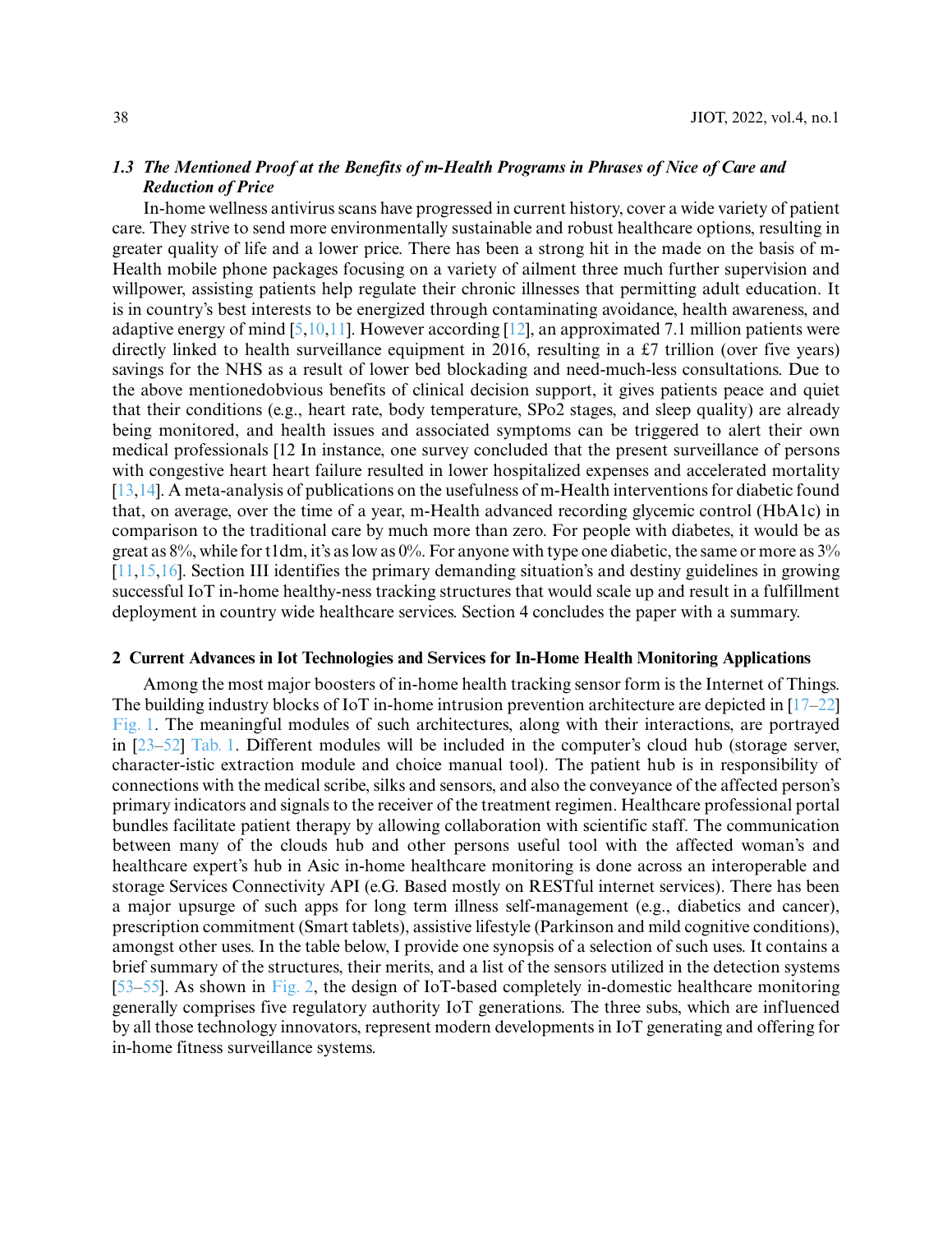### *1.3 The Mentioned Proof at the Benefits of m-Health Programs in Phrases of Nice of Care and Reduction of Price*

In-home wellness antivirus scans have progressed in current history, cover a wide variety of patient care. They strive to send more environmentally sustainable and robust healthcare options, resulting in greater quality of life and a lower price. There has been a strong hit in the made on the basis of m-Health mobile phone packages focusing on a variety of ailment three much further supervision and willpower, assisting patients help regulate their chronic illnesses that permitting adult education. It is in country's best interests to be energized through contaminating avoidance, health awareness, and adaptive energy of mind [5,10,11]. However according [12], an approximated 7.1 million patients were directly linked to health surveillance equipment in 2016, resulting in a £7 trillion (over five years) savings for the NHS as a result of lower bed blockading and need-much-less consultations. Due to the above mentionedobvious benefits of clinical decision support, it gives patients peace and quiet that their conditions (e.g., heart rate, body temperature, SPo2 stages, and sleep quality) are already being monitored, and health issues and associated symptoms can be triggered to alert their own medical professionals [12 In instance, one survey concluded that the present surveillance of persons with congestive heart heart failure resulted in lower hospitalized expenses and accelerated mortality [13,14]. A meta-analysis of publications on the usefulness of m-Health interventions for diabetic found that, on average, over the time of a year, m-Health advanced recording glycemic control (HbA1c) in comparison to the traditional care by much more than zero. For people with diabetes, it would be as great as 8%, while for t1dm, it's as low as 0%. For anyone with type one diabetic, the same or more as 3% [11,15,16]. Section III identifies the primary demanding situation's and destiny guidelines in growing successful IoT in-home healthy-ness tracking structures that would scale up and result in a fulfillment deployment in country wide healthcare services. Section 4 concludes the paper with a summary.

## 2 Current Advances in Iot Technologies and Services for In-Home Health Monitoring Applications

Among the most major boosters of in-home health tracking sensor form is the Internet of Things. The building industry blocks of IoT in-home intrusion prevention architecture are depicted in [17–22] Fig. 1. The meaningful modules of such architectures, along with their interactions, are portrayed in [23–52] Tab. 1. Different modules will be included in the computer's cloud hub (storage server, character-istic extraction module and choice manual tool). The patient hub is in responsibility of connections with the medical scribe, silks and sensors, and also the conveyance of the affected person's primary indicators and signals to the receiver of the treatment regimen. Healthcare professional portal bundles facilitate patient therapy by allowing collaboration with scientific staff. The communication between many of the clouds hub and other persons useful tool with the affected woman's and healthcare expert's hub in Asic in-home healthcare monitoring is done across an interoperable and storage Services Connectivity API (e.G. Based mostly on RESTful internet services). There has been a major upsurge of such apps for long term illness self-management (e.g., diabetics and cancer), prescription commitment (Smart tablets), assistive lifestyle (Parkinson and mild cognitive conditions), amongst other uses. In the table below, I provide one synopsis of a selection of such uses. It contains a brief summary of the structures, their merits, and a list of the sensors utilized in the detection systems [53–55]. As shown in Fig. 2, the design of IoT-based completely in-domestic healthcare monitoring generally comprises five regulatory authority IoT generations. The three subs, which are influenced by all those technology innovators, represent modern developments in IoT generating and offering for in-home fitness surveillance systems.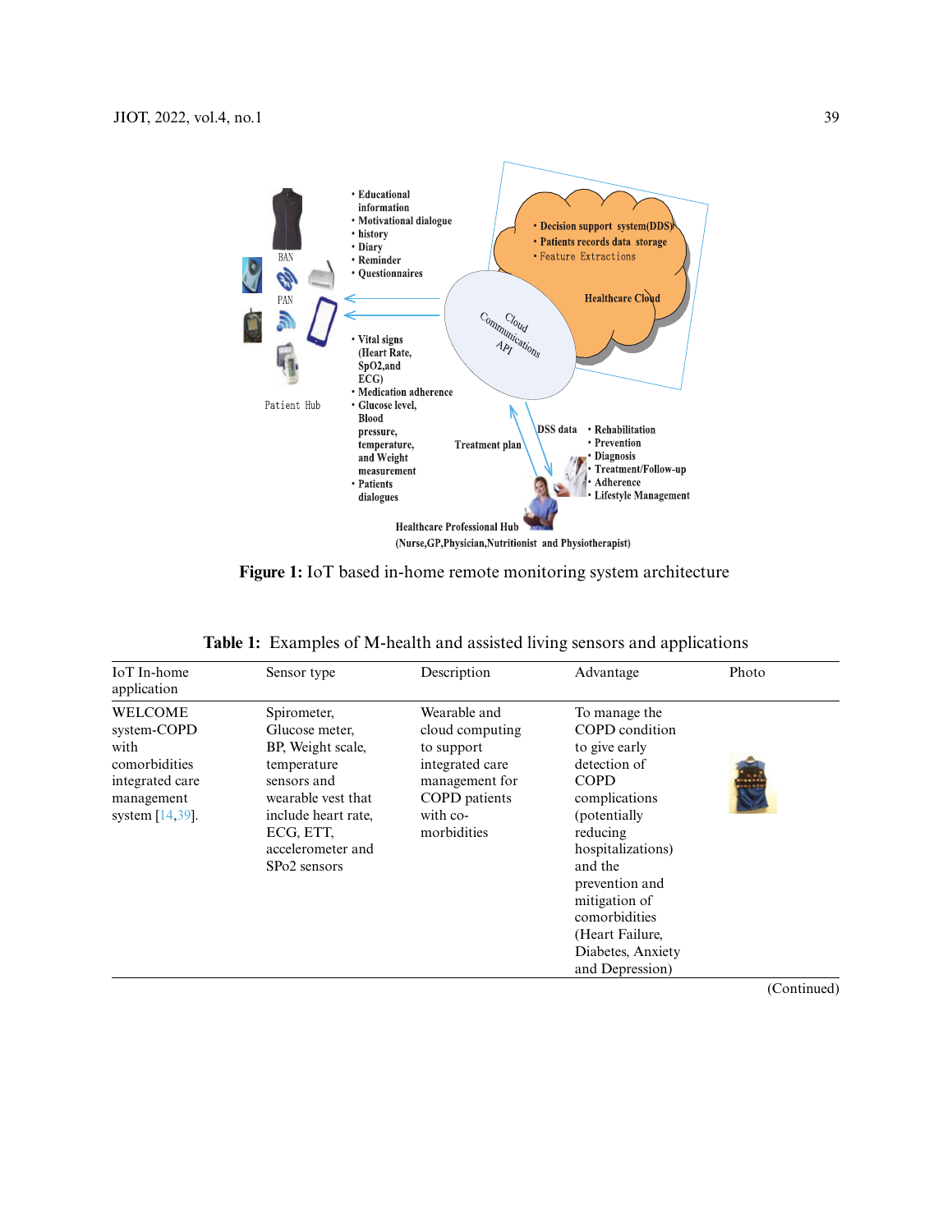Figure 1: IoT based in-home remote monitoring system architecture

Table 1: Examples of M-health and assisted living sensors and applications

| IoT In-home application | Sensor type | Description | Advantage | Photo |
|---|---|---|---|---|
| WELCOME system-COPD with comorbidities integrated care management system [14,39]. | Spirometer, Glucose meter, BP, Weight scale, temperature sensors and wearable vest that include heart rate, ECG, ETT, accelerometer and SPo2 sensors | Wearable and cloud computing to support integrated care management for COPD patients with co-morbidities | To manage the COPD condition to give early detection of COPD complications (potentially reducing hospitalizations) and the prevention and mitigation of comorbidities (Heart Failure, Diabetes, Anxiety and Depression) | |

(Continued)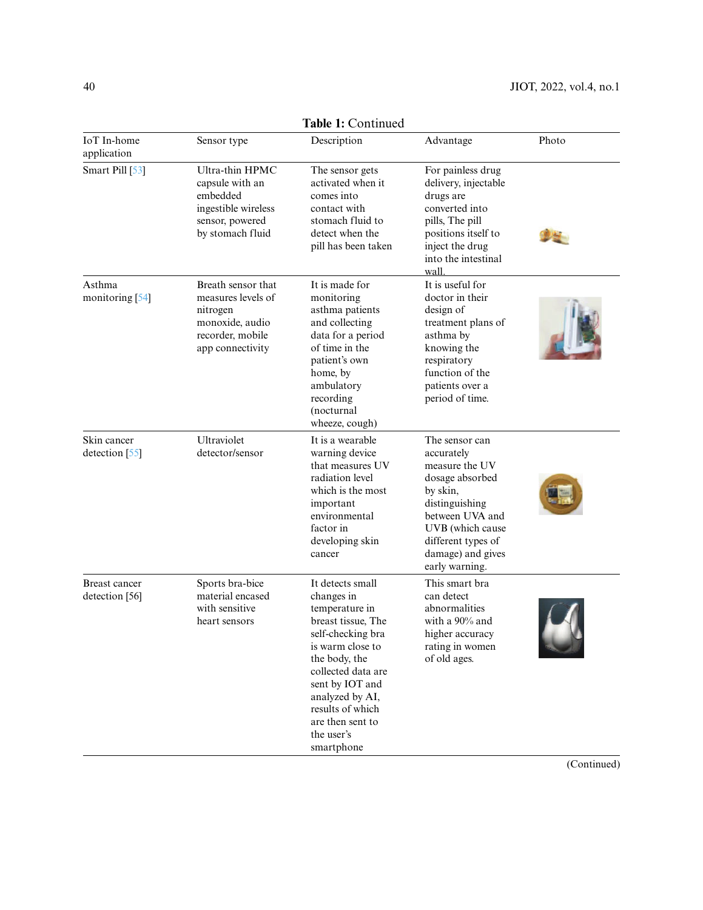**Table 1:** Continued

| IoT In-home application | Sensor type | Description | Advantage | Photo |
|---|---|---|---|---|
| Smart Pill [53] | Ultra-thin HPMC capsule with an embedded ingestible wireless sensor, powered by stomach fluid | The sensor gets activated when it comes into contact with stomach fluid to detect when the pill has been taken | For painless drug delivery, injectable drugs are converted into pills, The pill positions itself to inject the drug into the intestinal wall. | |
| Asthma monitoring [54] | Breath sensor that measures levels of nitrogen monoxide, audio recorder, mobile app connectivity | It is made for monitoring asthma patients and collecting data for a period of time in the patient's own home, by ambulatory recording (nocturnal wheeze, cough) | It is useful for doctor in their design of treatment plans of asthma by knowing the respiratory function of the patients over a period of time. | |
| Skin cancer detection [55] | Ultraviolet detector/sensor | It is a wearable warning device that measures UV radiation level which is the most important environmental factor in developing skin cancer | The sensor can accurately measure the UV dosage absorbed by skin, distinguishing between UVA and UVB (which cause different types of damage) and gives early warning. | |
| Breast cancer detection [56] | Sports bra-bice material encased with sensitive heart sensors | It detects small changes in temperature in breast tissue, The self-checking bra is warm close to the body, the collected data are sent by IOT and analyzed by AI, results of which are then sent to the user's smartphone | This smart bra can detect abnormalities with a 90% and higher accuracy rating in women of old ages. | |

(Continued)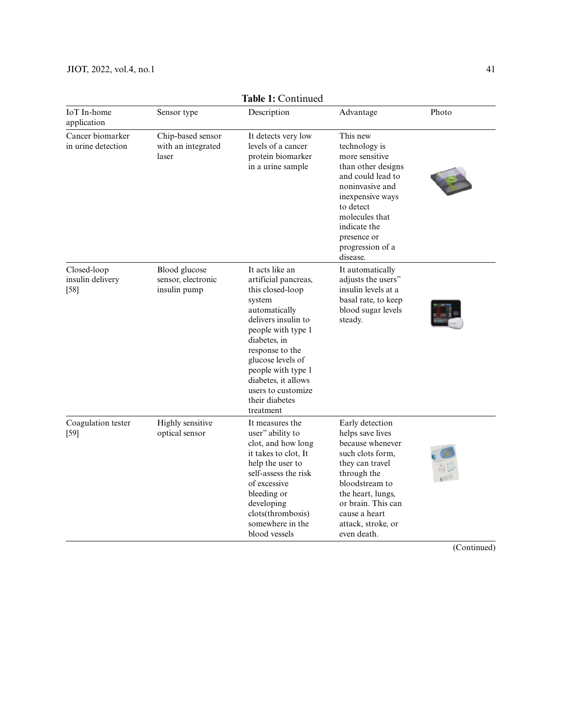**Table 1:** Continued

| IoT In-home application | Sensor type | Description | Advantage | Photo |
|---|---|---|---|---|
| Cancer biomarker in urine detection | Chip-based sensor with an integrated laser | It detects very low levels of a cancer protein biomarker in a urine sample | This new technology is more sensitive than other designs and could lead to noninvasive and inexpensive ways to detect molecules that indicate the presence or progression of a disease. | |
| Closed-loop insulin delivery [58] | Blood glucose sensor, electronic insulin pump | It acts like an artificial pancreas, this closed-loop system automatically delivers insulin to people with type 1 diabetes, in response to the glucose levels of people with type 1 diabetes, it allows users to customize their diabetes treatment | It automatically adjusts the users" insulin levels at a basal rate, to keep blood sugar levels steady. | |
| Coagulation tester [59] | Highly sensitive optical sensor | It measures the user" ability to clot, and how long it takes to clot, It help the user to self-assess the risk of excessive bleeding or developing clots(thrombosis) somewhere in the blood vessels | Early detection helps save lives because whenever such clots form, they can travel through the bloodstream to the heart, lungs, or brain. This can cause a heart attack, stroke, or even death. | |

(Continued)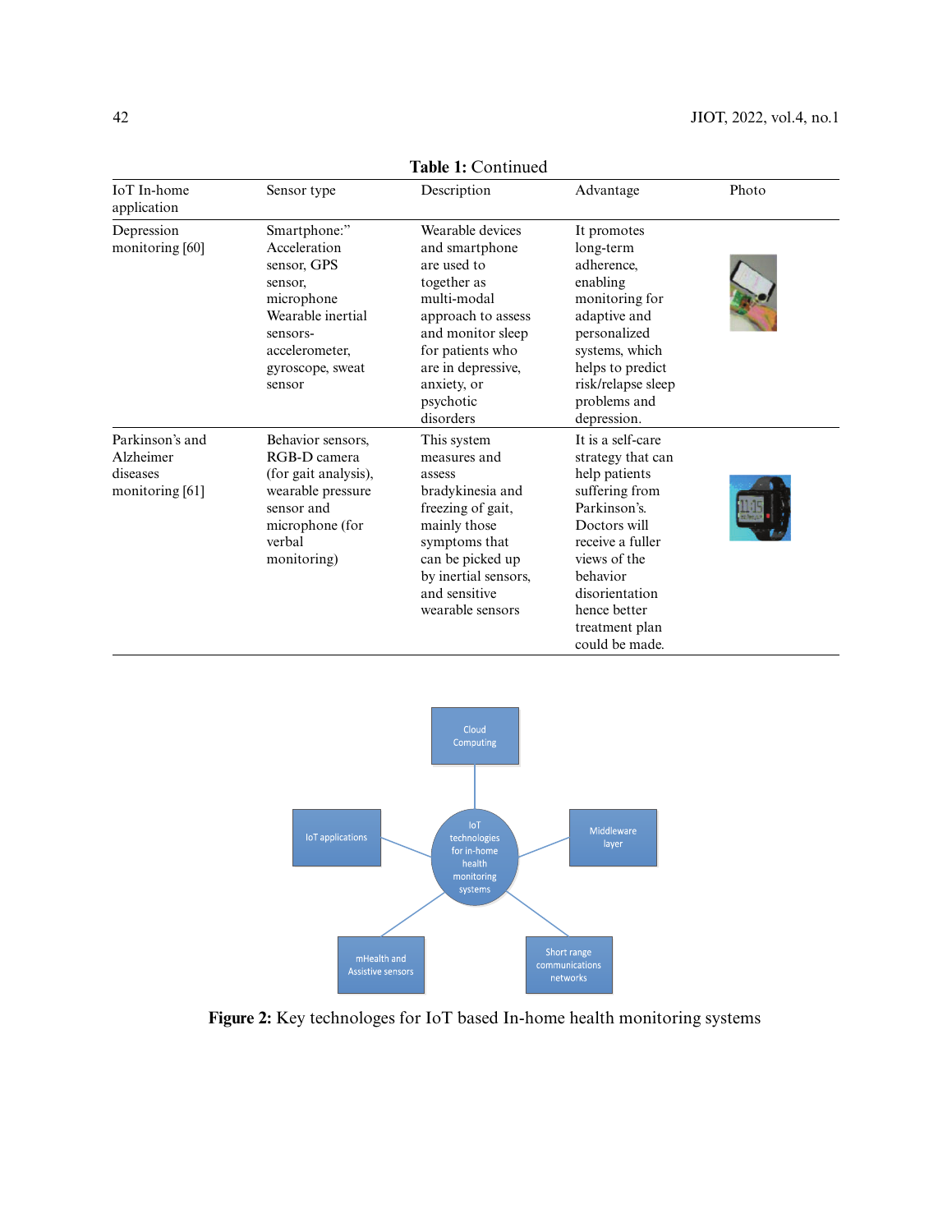**Table 1:** Continued

| IoT In-home application | Sensor type | Description | Advantage | Photo |
|---|---|---|---|---|
| Depression monitoring [60] | Smartphone:" Acceleration sensor, GPS sensor, microphone Wearable inertial sensors- accelerometer, gyroscope, sweat sensor | Wearable devices and smartphone are used to together as multi-modal approach to assess and monitor sleep for patients who are in depressive, anxiety, or psychotic disorders | It promotes long-term adherence, enabling monitoring for adaptive and personalized systems, which helps to predict risk/relapse sleep problems and depression. | |
| Parkinson's and Alzheimer diseases monitoring [61] | Behavior sensors, RGB-D camera (for gait analysis), wearable pressure sensor and microphone (for verbal monitoring) | This system measures and assess bradykinesia and freezing of gait, mainly those symptoms that can be picked up by inertial sensors, and sensitive wearable sensors | It is a self-care strategy that can help patients suffering from Parkinson's. Doctors will receive a fuller views of the behavior disorientation hence better treatment plan could be made. | |

**Figure 2:** Key technologes for IoT based In-home health monitoring systems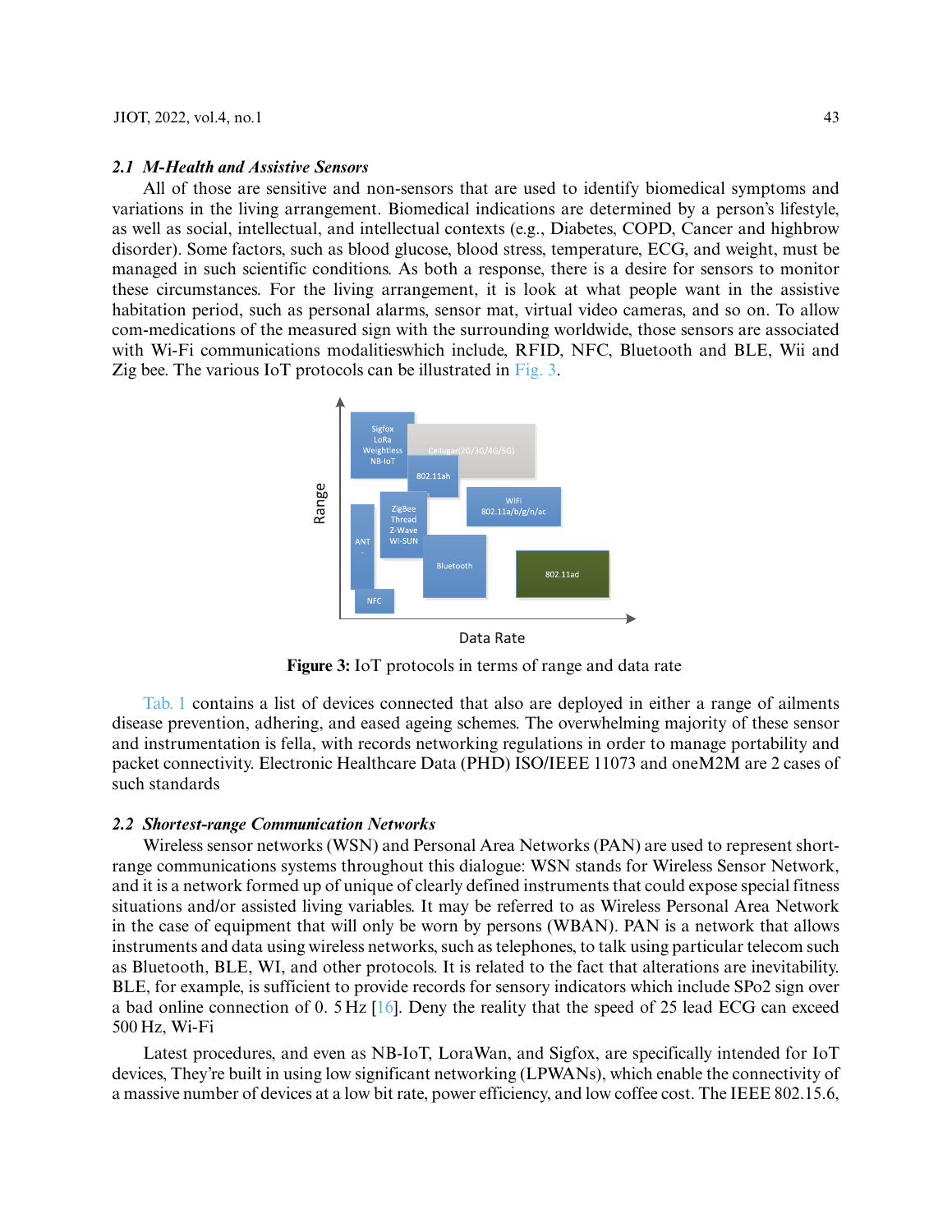### *2.1 M-Health and Assistive Sensors*

All of those are sensitive and non-sensors that are used to identify biomedical symptoms and variations in the living arrangement. Biomedical indications are determined by a person's lifestyle, as well as social, intellectual, and intellectual contexts (e.g., Diabetes, COPD, Cancer and highbrow disorder). Some factors, such as blood glucose, blood stress, temperature, ECG, and weight, must be managed in such scientific conditions. As both a response, there is a desire for sensors to monitor these circumstances. For the living arrangement, it is look at what people want in the assistive habitation period, such as personal alarms, sensor mat, virtual video cameras, and so on. To allow com-medications of the measured sign with the surrounding worldwide, those sensors are associated with Wi-Fi communications modalitieswhich include, RFID, NFC, Bluetooth and BLE, Wii and Zig bee. The various IoT protocols can be illustrated in Fig. 3.

**Figure 3:** IoT protocols in terms of range and data rate

Tab. 1 contains a list of devices connected that also are deployed in either a range of ailments disease prevention, adhering, and eased ageing schemes. The overwhelming majority of these sensor and instrumentation is fella, with records networking regulations in order to manage portability and packet connectivity. Electronic Healthcare Data (PHD) ISO/IEEE 11073 and oneM2M are 2 cases of such standards

### *2.2 Shortest-range Communication Networks*

Wireless sensor networks (WSN) and Personal Area Networks (PAN) are used to represent short-range communications systems throughout this dialogue: WSN stands for Wireless Sensor Network, and it is a network formed up of unique of clearly defined instruments that could expose special fitness situations and/or assisted living variables. It may be referred to as Wireless Personal Area Network in the case of equipment that will only be worn by persons (WBAN). PAN is a network that allows instruments and data using wireless networks, such as telephones, to talk using particular telecom such as Bluetooth, BLE, WI, and other protocols. It is related to the fact that alterations are inevitability. BLE, for example, is sufficient to provide records for sensory indicators which include SPo2 sign over a bad online connection of 0. 5 Hz [16]. Deny the reality that the speed of 25 lead ECG can exceed 500 Hz, Wi-Fi

Latest procedures, and even as NB-IoT, LoraWan, and Sigfox, are specifically intended for IoT devices, They're built in using low significant networking (LPWANs), which enable the connectivity of a massive number of devices at a low bit rate, power efficiency, and low coffee cost. The IEEE 802.15.6,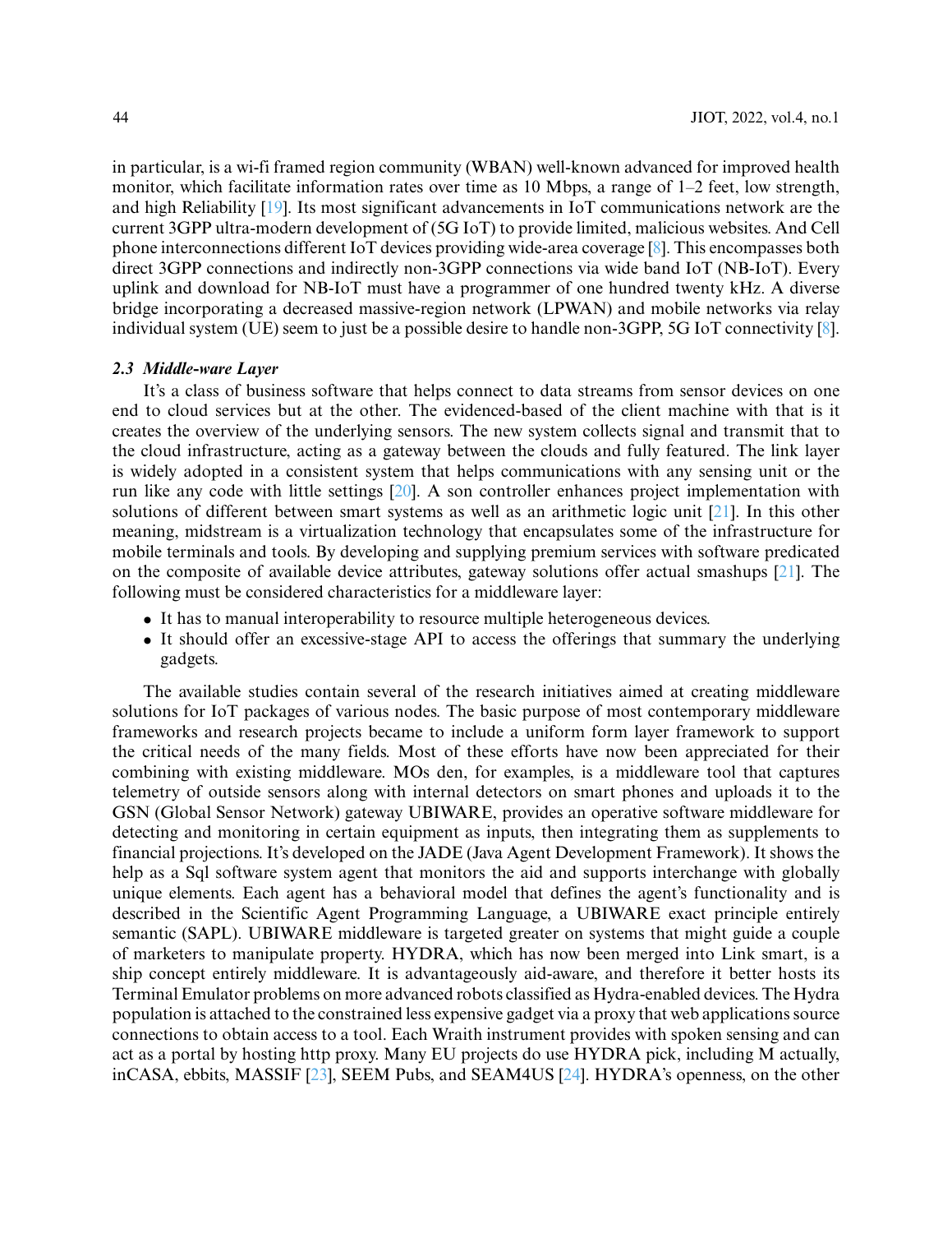in particular, is a wi-fi framed region community (WBAN) well-known advanced for improved health monitor, which facilitate information rates over time as 10 Mbps, a range of 1–2 feet, low strength, and high Reliability [19]. Its most significant advancements in IoT communications network are the current 3GPP ultra-modern development of (5G IoT) to provide limited, malicious websites. And Cell phone interconnections different IoT devices providing wide-area coverage [8]. This encompasses both direct 3GPP connections and indirectly non-3GPP connections via wide band IoT (NB-IoT). Every uplink and download for NB-IoT must have a programmer of one hundred twenty kHz. A diverse bridge incorporating a decreased massive-region network (LPWAN) and mobile networks via relay individual system (UE) seem to just be a possible desire to handle non-3GPP, 5G IoT connectivity [8].

### *2.3 Middle-ware Layer*

It's a class of business software that helps connect to data streams from sensor devices on one end to cloud services but at the other. The evidenced-based of the client machine with that is it creates the overview of the underlying sensors. The new system collects signal and transmit that to the cloud infrastructure, acting as a gateway between the clouds and fully featured. The link layer is widely adopted in a consistent system that helps communications with any sensing unit or the run like any code with little settings [20]. A son controller enhances project implementation with solutions of different between smart systems as well as an arithmetic logic unit [21]. In this other meaning, midstream is a virtualization technology that encapsulates some of the infrastructure for mobile terminals and tools. By developing and supplying premium services with software predicated on the composite of available device attributes, gateway solutions offer actual smashups [21]. The following must be considered characteristics for a middleware layer:

- It has to manual interoperability to resource multiple heterogeneous devices.
- It should offer an excessive-stage API to access the offerings that summary the underlying gadgets.

The available studies contain several of the research initiatives aimed at creating middleware solutions for IoT packages of various nodes. The basic purpose of most contemporary middleware frameworks and research projects became to include a uniform form layer framework to support the critical needs of the many fields. Most of these efforts have now been appreciated for their combining with existing middleware. MOs den, for examples, is a middleware tool that captures telemetry of outside sensors along with internal detectors on smart phones and uploads it to the GSN (Global Sensor Network) gateway UBIWARE, provides an operative software middleware for detecting and monitoring in certain equipment as inputs, then integrating them as supplements to financial projections. It's developed on the JADE (Java Agent Development Framework). It shows the help as a Sql software system agent that monitors the aid and supports interchange with globally unique elements. Each agent has a behavioral model that defines the agent's functionality and is described in the Scientific Agent Programming Language, a UBIWARE exact principle entirely semantic (SAPL). UBIWARE middleware is targeted greater on systems that might guide a couple of marketers to manipulate property. HYDRA, which has now been merged into Link smart, is a ship concept entirely middleware. It is advantageously aid-aware, and therefore it better hosts its Terminal Emulator problems on more advanced robots classified as Hydra-enabled devices. The Hydra population is attached to the constrained less expensive gadget via a proxy that web applications source connections to obtain access to a tool. Each Wraith instrument provides with spoken sensing and can act as a portal by hosting http proxy. Many EU projects do use HYDRA pick, including M actually, inCASA, ebbits, MASSIF [23], SEEM Pubs, and SEAM4US [24]. HYDRA's openness, on the other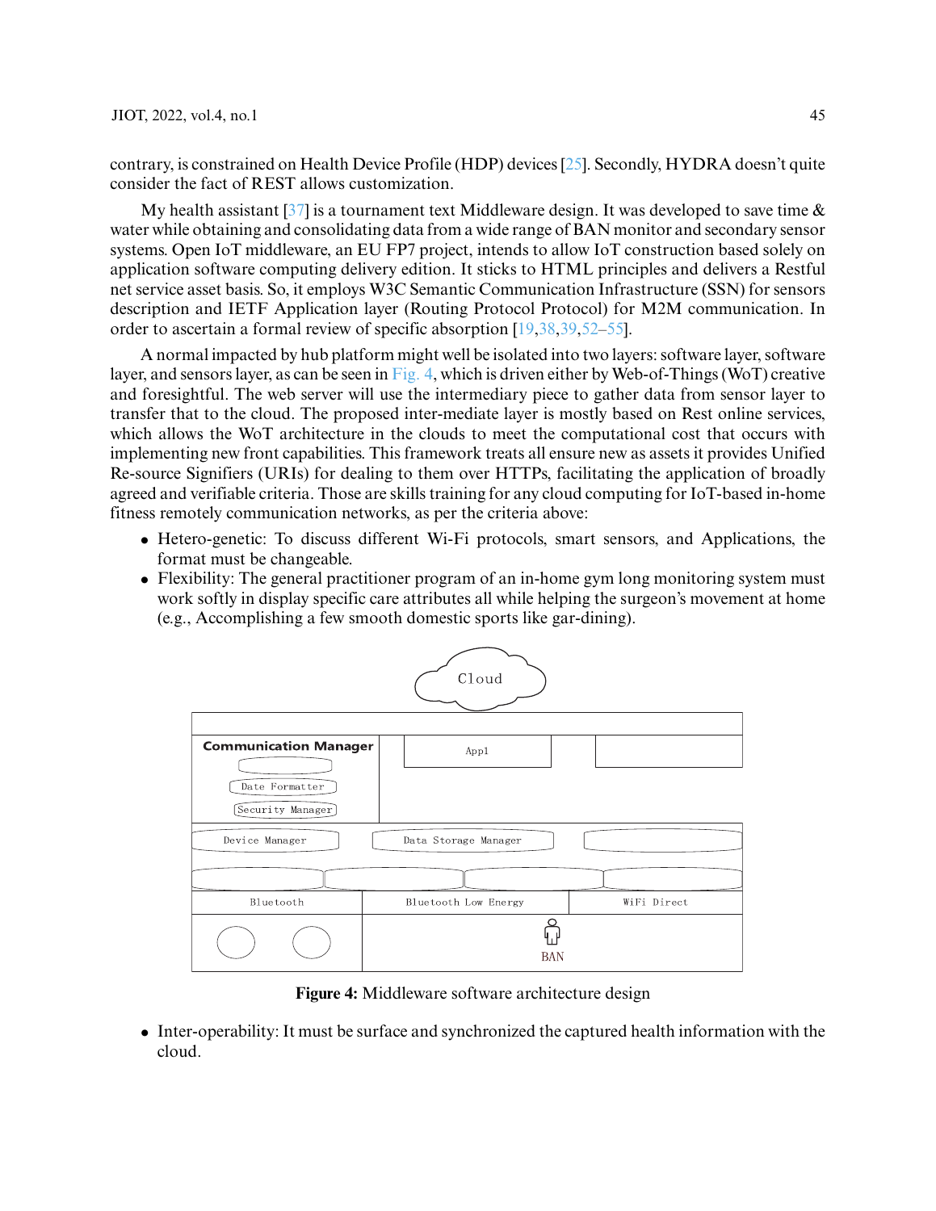contrary, is constrained on Health Device Profile (HDP) devices [25]. Secondly, HYDRA doesn't quite consider the fact of REST allows customization.

My health assistant [37] is a tournament text Middleware design. It was developed to save time & water while obtaining and consolidating data from a wide range of BAN monitor and secondary sensor systems. Open IoT middleware, an EU FP7 project, intends to allow IoT construction based solely on application software computing delivery edition. It sticks to HTML principles and delivers a Restful net service asset basis. So, it employs W3C Semantic Communication Infrastructure (SSN) for sensors description and IETF Application layer (Routing Protocol Protocol) for M2M communication. In order to ascertain a formal review of specific absorption [19,38,39,52–55].

A normal impacted by hub platform might well be isolated into two layers: software layer, software layer, and sensors layer, as can be seen in Fig. 4, which is driven either by Web-of-Things (WoT) creative and foresightful. The web server will use the intermediary piece to gather data from sensor layer to transfer that to the cloud. The proposed inter-mediate layer is mostly based on Rest online services, which allows the WoT architecture in the clouds to meet the computational cost that occurs with implementing new front capabilities. This framework treats all ensure new as assets it provides Unified Re-source Signifiers (URIs) for dealing to them over HTTPs, facilitating the application of broadly agreed and verifiable criteria. Those are skills training for any cloud computing for IoT-based in-home fitness remotely communication networks, as per the criteria above:

- Hetero-genetic: To discuss different Wi-Fi protocols, smart sensors, and Applications, the format must be changeable.
- Flexibility: The general practitioner program of an in-home gym long monitoring system must work softly in display specific care attributes all while helping the surgeon's movement at home (e.g., Accomplishing a few smooth domestic sports like gar-dining).

Cloud

Communication Manager

Date Formatter

Security Manager

App1

Device Manager

Data Storage Manager

Bluetooth

Bluetooth Low Energy

WiFi Direct

BAN

**Figure 4:** Middleware software architecture design

- Inter-operability: It must be surface and synchronized the captured health information with the cloud.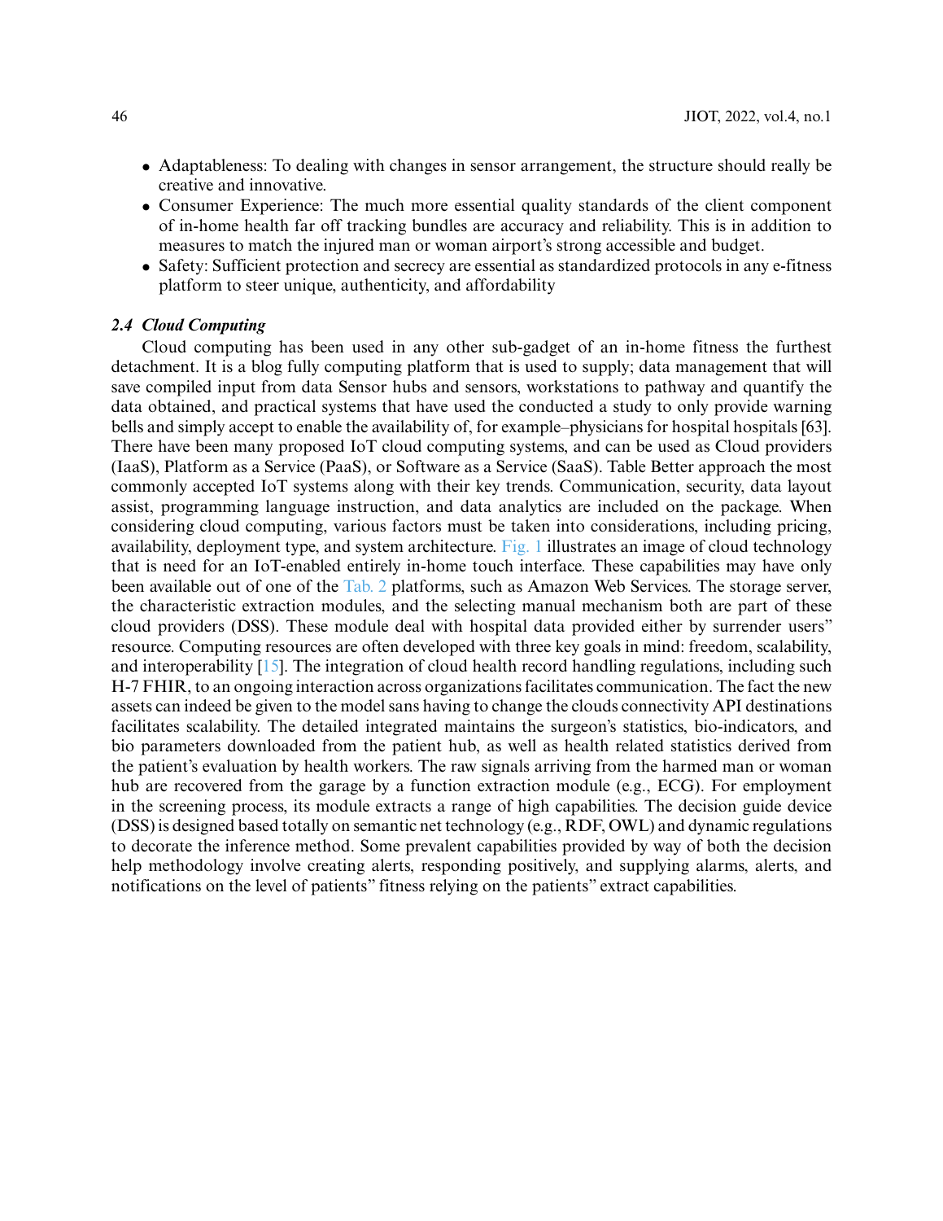- Adaptableness: To dealing with changes in sensor arrangement, the structure should really be creative and innovative.
- Consumer Experience: The much more essential quality standards of the client component of in-home health far off tracking bundles are accuracy and reliability. This is in addition to measures to match the injured man or woman airport's strong accessible and budget.
- Safety: Sufficient protection and secrecy are essential as standardized protocols in any e-fitness platform to steer unique, authenticity, and affordability

### *2.4 Cloud Computing*

Cloud computing has been used in any other sub-gadget of an in-home fitness the furthest detachment. It is a blog fully computing platform that is used to supply; data management that will save compiled input from data Sensor hubs and sensors, workstations to pathway and quantify the data obtained, and practical systems that have used the conducted a study to only provide warning bells and simply accept to enable the availability of, for example–physicians for hospital hospitals [63]. There have been many proposed IoT cloud computing systems, and can be used as Cloud providers (IaaS), Platform as a Service (PaaS), or Software as a Service (SaaS). Table Better approach the most commonly accepted IoT systems along with their key trends. Communication, security, data layout assist, programming language instruction, and data analytics are included on the package. When considering cloud computing, various factors must be taken into considerations, including pricing, availability, deployment type, and system architecture. Fig. 1 illustrates an image of cloud technology that is need for an IoT-enabled entirely in-home touch interface. These capabilities may have only been available out of one of the Tab. 2 platforms, such as Amazon Web Services. The storage server, the characteristic extraction modules, and the selecting manual mechanism both are part of these cloud providers (DSS). These module deal with hospital data provided either by surrender users" resource. Computing resources are often developed with three key goals in mind: freedom, scalability, and interoperability [15]. The integration of cloud health record handling regulations, including such H-7 FHIR, to an ongoing interaction across organizations facilitates communication. The fact the new assets can indeed be given to the model sans having to change the clouds connectivity API destinations facilitates scalability. The detailed integrated maintains the surgeon's statistics, bio-indicators, and bio parameters downloaded from the patient hub, as well as health related statistics derived from the patient's evaluation by health workers. The raw signals arriving from the harmed man or woman hub are recovered from the garage by a function extraction module (e.g., ECG). For employment in the screening process, its module extracts a range of high capabilities. The decision guide device (DSS) is designed based totally on semantic net technology (e.g., RDF, OWL) and dynamic regulations to decorate the inference method. Some prevalent capabilities provided by way of both the decision help methodology involve creating alerts, responding positively, and supplying alarms, alerts, and notifications on the level of patients" fitness relying on the patients" extract capabilities.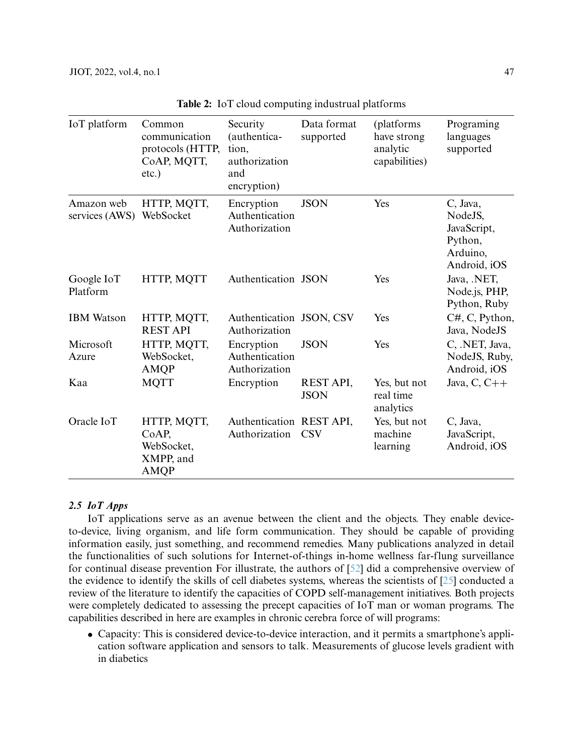**Table 2:** IoT cloud computing industrual platforms

| IoT platform | Common communication protocols (HTTP, CoAP, MQTT, etc.) | Security (authentication, authorization and encryption) | Data format supported | (platforms have strong analytic capabilities) | Programing languages supported |
|---|---|---|---|---|---|
| Amazon web services (AWS) | HTTP, MQTT, WebSocket | Encryption Authentication Authorization | JSON | Yes | C, Java, NodeJS, JavaScript, Python, Arduino, Android, iOS |
| Google IoT Platform | HTTP, MQTT | Authentication | JSON | Yes | Java, .NET, Node.js, PHP, Python, Ruby |
| IBM Watson | HTTP, MQTT, REST API | Authentication Authorization | JSON, CSV | Yes | C#, C, Python, Java, NodeJS |
| Microsoft Azure | HTTP, MQTT, WebSocket, AMQP | Encryption Authentication Authorization | JSON | Yes | C, .NET, Java, NodeJS, Ruby, Android, iOS |
| Kaa | MQTT | Encryption | REST API, JSON | Yes, but not real time analytics | Java, C, C++ |
| Oracle IoT | HTTP, MQTT, CoAP, WebSocket, XMPP, and AMQP | Authentication Authorization | REST API, CSV | Yes, but not machine learning | C, Java, JavaScript, Android, iOS |

### *2.5 IoT Apps*

IoT applications serve as an avenue between the client and the objects. They enable device-to-device, living organism, and life form communication. They should be capable of providing information easily, just something, and recommend remedies. Many publications analyzed in detail the functionalities of such solutions for Internet-of-things in-home wellness far-flung surveillance for continual disease prevention For illustrate, the authors of [52] did a comprehensive overview of the evidence to identify the skills of cell diabetes systems, whereas the scientists of [25] conducted a review of the literature to identify the capacities of COPD self-management initiatives. Both projects were completely dedicated to assessing the precept capacities of IoT man or woman programs. The capabilities described in here are examples in chronic cerebra force of will programs:

- Capacity: This is considered device-to-device interaction, and it permits a smartphone's application software application and sensors to talk. Measurements of glucose levels gradient with in diabetics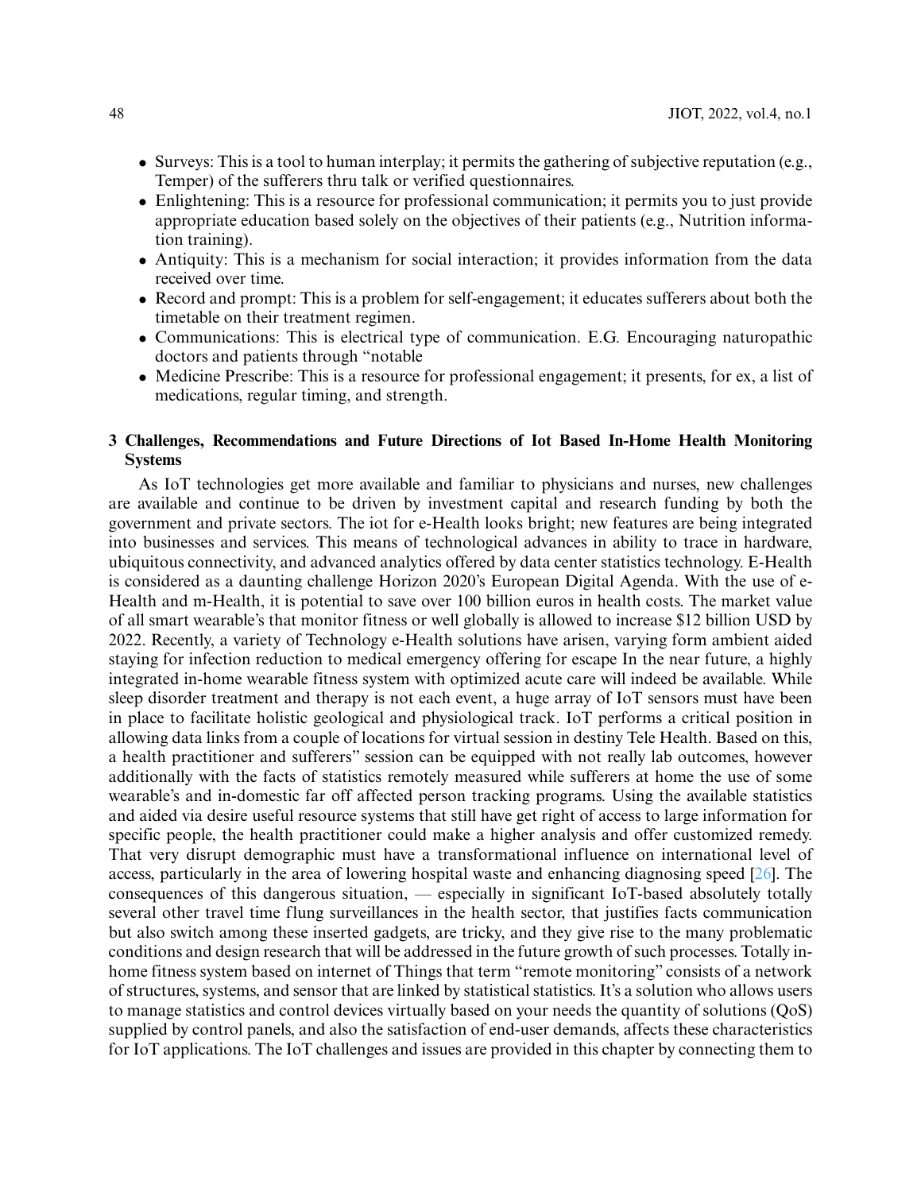- Surveys: This is a tool to human interplay; it permits the gathering of subjective reputation (e.g., Temper) of the sufferers thru talk or verified questionnaires.
- Enlightening: This is a resource for professional communication; it permits you to just provide appropriate education based solely on the objectives of their patients (e.g., Nutrition information training).
- Antiquity: This is a mechanism for social interaction; it provides information from the data received over time.
- Record and prompt: This is a problem for self-engagement; it educates sufferers about both the timetable on their treatment regimen.
- Communications: This is electrical type of communication. E.G. Encouraging naturopathic doctors and patients through "notable
- Medicine Prescribe: This is a resource for professional engagement; it presents, for ex, a list of medications, regular timing, and strength.

## 3 Challenges, Recommendations and Future Directions of Iot Based In-Home Health Monitoring Systems

As IoT technologies get more available and familiar to physicians and nurses, new challenges are available and continue to be driven by investment capital and research funding by both the government and private sectors. The iot for e-Health looks bright; new features are being integrated into businesses and services. This means of technological advances in ability to trace in hardware, ubiquitous connectivity, and advanced analytics offered by data center statistics technology. E-Health is considered as a daunting challenge Horizon 2020's European Digital Agenda. With the use of e-Health and m-Health, it is potential to save over 100 billion euros in health costs. The market value of all smart wearable's that monitor fitness or well globally is allowed to increase $12 billion USD by 2022. Recently, a variety of Technology e-Health solutions have arisen, varying form ambient aided staying for infection reduction to medical emergency offering for escape In the near future, a highly integrated in-home wearable fitness system with optimized acute care will indeed be available. While sleep disorder treatment and therapy is not each event, a huge array of IoT sensors must have been in place to facilitate holistic geological and physiological track. IoT performs a critical position in allowing data links from a couple of locations for virtual session in destiny Tele Health. Based on this, a health practitioner and sufferers" session can be equipped with not really lab outcomes, however additionally with the facts of statistics remotely measured while sufferers at home the use of some wearable's and in-domestic far off affected person tracking programs. Using the available statistics and aided via desire useful resource systems that still have get right of access to large information for specific people, the health practitioner could make a higher analysis and offer customized remedy. That very disrupt demographic must have a transformational influence on international level of access, particularly in the area of lowering hospital waste and enhancing diagnosing speed [26]. The consequences of this dangerous situation, — especially in significant IoT-based absolutely totally several other travel time flung surveillances in the health sector, that justifies facts communication but also switch among these inserted gadgets, are tricky, and they give rise to the many problematic conditions and design research that will be addressed in the future growth of such processes. Totally in-home fitness system based on internet of Things that term "remote monitoring" consists of a network of structures, systems, and sensor that are linked by statistical statistics. It's a solution who allows users to manage statistics and control devices virtually based on your needs the quantity of solutions (QoS) supplied by control panels, and also the satisfaction of end-user demands, affects these characteristics for IoT applications. The IoT challenges and issues are provided in this chapter by connecting them to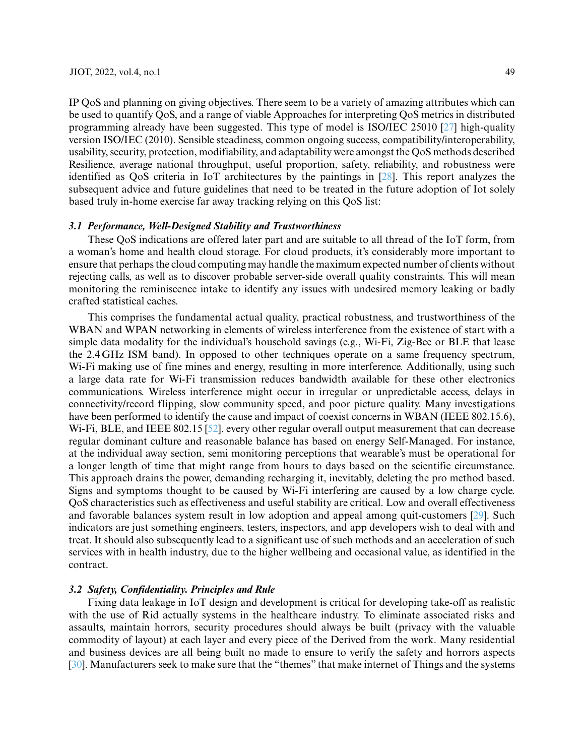IP QoS and planning on giving objectives. There seem to be a variety of amazing attributes which can be used to quantify QoS, and a range of viable Approaches for interpreting QoS metrics in distributed programming already have been suggested. This type of model is ISO/IEC 25010 [27] high-quality version ISO/IEC (2010). Sensible steadiness, common ongoing success, compatibility/interoperability, usability, security, protection, modifiability, and adaptability were amongst the QoS methods described Resilience, average national throughput, useful proportion, safety, reliability, and robustness were identified as QoS criteria in IoT architectures by the paintings in [28]. This report analyzes the subsequent advice and future guidelines that need to be treated in the future adoption of Iot solely based truly in-home exercise far away tracking relying on this QoS list:

### *3.1 Performance, Well-Designed Stability and Trustworthiness*

These QoS indications are offered later part and are suitable to all thread of the IoT form, from a woman's home and health cloud storage. For cloud products, it's considerably more important to ensure that perhaps the cloud computing may handle the maximum expected number of clients without rejecting calls, as well as to discover probable server-side overall quality constraints. This will mean monitoring the reminiscence intake to identify any issues with undesired memory leaking or badly crafted statistical caches.

This comprises the fundamental actual quality, practical robustness, and trustworthiness of the WBAN and WPAN networking in elements of wireless interference from the existence of start with a simple data modality for the individual's household savings (e.g., Wi-Fi, Zig-Bee or BLE that lease the 2.4 GHz ISM band). In opposed to other techniques operate on a same frequency spectrum, Wi-Fi making use of fine mines and energy, resulting in more interference. Additionally, using such a large data rate for Wi-Fi transmission reduces bandwidth available for these other electronics communications. Wireless interference might occur in irregular or unpredictable access, delays in connectivity/record flipping, slow community speed, and poor picture quality. Many investigations have been performed to identify the cause and impact of coexist concerns in WBAN (IEEE 802.15.6), Wi-Fi, BLE, and IEEE 802.15 [52]. every other regular overall output measurement that can decrease regular dominant culture and reasonable balance has based on energy Self-Managed. For instance, at the individual away section, semi monitoring perceptions that wearable's must be operational for a longer length of time that might range from hours to days based on the scientific circumstance. This approach drains the power, demanding recharging it, inevitably, deleting the pro method based. Signs and symptoms thought to be caused by Wi-Fi interfering are caused by a low charge cycle. QoS characteristics such as effectiveness and useful stability are critical. Low and overall effectiveness and favorable balances system result in low adoption and appeal among quit-customers [29]. Such indicators are just something engineers, testers, inspectors, and app developers wish to deal with and treat. It should also subsequently lead to a significant use of such methods and an acceleration of such services with in health industry, due to the higher wellbeing and occasional value, as identified in the contract.

### *3.2 Safety, Confidentiality. Principles and Rule*

Fixing data leakage in IoT design and development is critical for developing take-off as realistic with the use of Rid actually systems in the healthcare industry. To eliminate associated risks and assaults, maintain horrors, security procedures should always be built (privacy with the valuable commodity of layout) at each layer and every piece of the Derived from the work. Many residential and business devices are all being built no made to ensure to verify the safety and horrors aspects [30]. Manufacturers seek to make sure that the "themes" that make internet of Things and the systems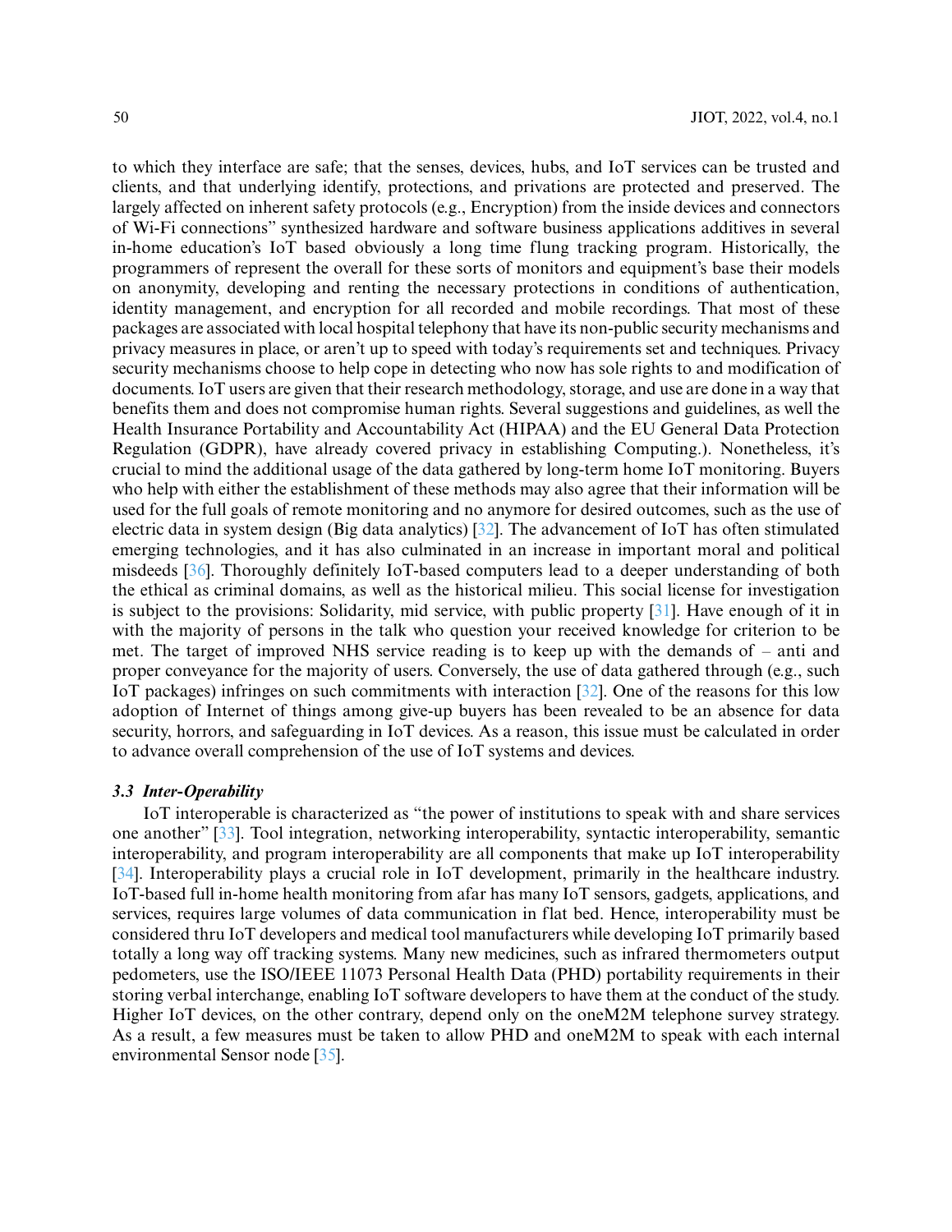to which they interface are safe; that the senses, devices, hubs, and IoT services can be trusted and clients, and that underlying identify, protections, and privations are protected and preserved. The largely affected on inherent safety protocols (e.g., Encryption) from the inside devices and connectors of Wi-Fi connections" synthesized hardware and software business applications additives in several in-home education's IoT based obviously a long time flung tracking program. Historically, the programmers of represent the overall for these sorts of monitors and equipment's base their models on anonymity, developing and renting the necessary protections in conditions of authentication, identity management, and encryption for all recorded and mobile recordings. That most of these packages are associated with local hospital telephony that have its non-public security mechanisms and privacy measures in place, or aren't up to speed with today's requirements set and techniques. Privacy security mechanisms choose to help cope in detecting who now has sole rights to and modification of documents. IoT users are given that their research methodology, storage, and use are done in a way that benefits them and does not compromise human rights. Several suggestions and guidelines, as well the Health Insurance Portability and Accountability Act (HIPAA) and the EU General Data Protection Regulation (GDPR), have already covered privacy in establishing Computing.). Nonetheless, it's crucial to mind the additional usage of the data gathered by long-term home IoT monitoring. Buyers who help with either the establishment of these methods may also agree that their information will be used for the full goals of remote monitoring and no anymore for desired outcomes, such as the use of electric data in system design (Big data analytics) [32]. The advancement of IoT has often stimulated emerging technologies, and it has also culminated in an increase in important moral and political misdeeds [36]. Thoroughly definitely IoT-based computers lead to a deeper understanding of both the ethical as criminal domains, as well as the historical milieu. This social license for investigation is subject to the provisions: Solidarity, mid service, with public property [31]. Have enough of it in with the majority of persons in the talk who question your received knowledge for criterion to be met. The target of improved NHS service reading is to keep up with the demands of – anti and proper conveyance for the majority of users. Conversely, the use of data gathered through (e.g., such IoT packages) infringes on such commitments with interaction [32]. One of the reasons for this low adoption of Internet of things among give-up buyers has been revealed to be an absence for data security, horrors, and safeguarding in IoT devices. As a reason, this issue must be calculated in order to advance overall comprehension of the use of IoT systems and devices.

### *3.3 Inter-Operability*

IoT interoperable is characterized as "the power of institutions to speak with and share services one another" [33]. Tool integration, networking interoperability, syntactic interoperability, semantic interoperability, and program interoperability are all components that make up IoT interoperability [34]. Interoperability plays a crucial role in IoT development, primarily in the healthcare industry. IoT-based full in-home health monitoring from afar has many IoT sensors, gadgets, applications, and services, requires large volumes of data communication in flat bed. Hence, interoperability must be considered thru IoT developers and medical tool manufacturers while developing IoT primarily based totally a long way off tracking systems. Many new medicines, such as infrared thermometers output pedometers, use the ISO/IEEE 11073 Personal Health Data (PHD) portability requirements in their storing verbal interchange, enabling IoT software developers to have them at the conduct of the study. Higher IoT devices, on the other contrary, depend only on the oneM2M telephone survey strategy. As a result, a few measures must be taken to allow PHD and oneM2M to speak with each internal environmental Sensor node [35].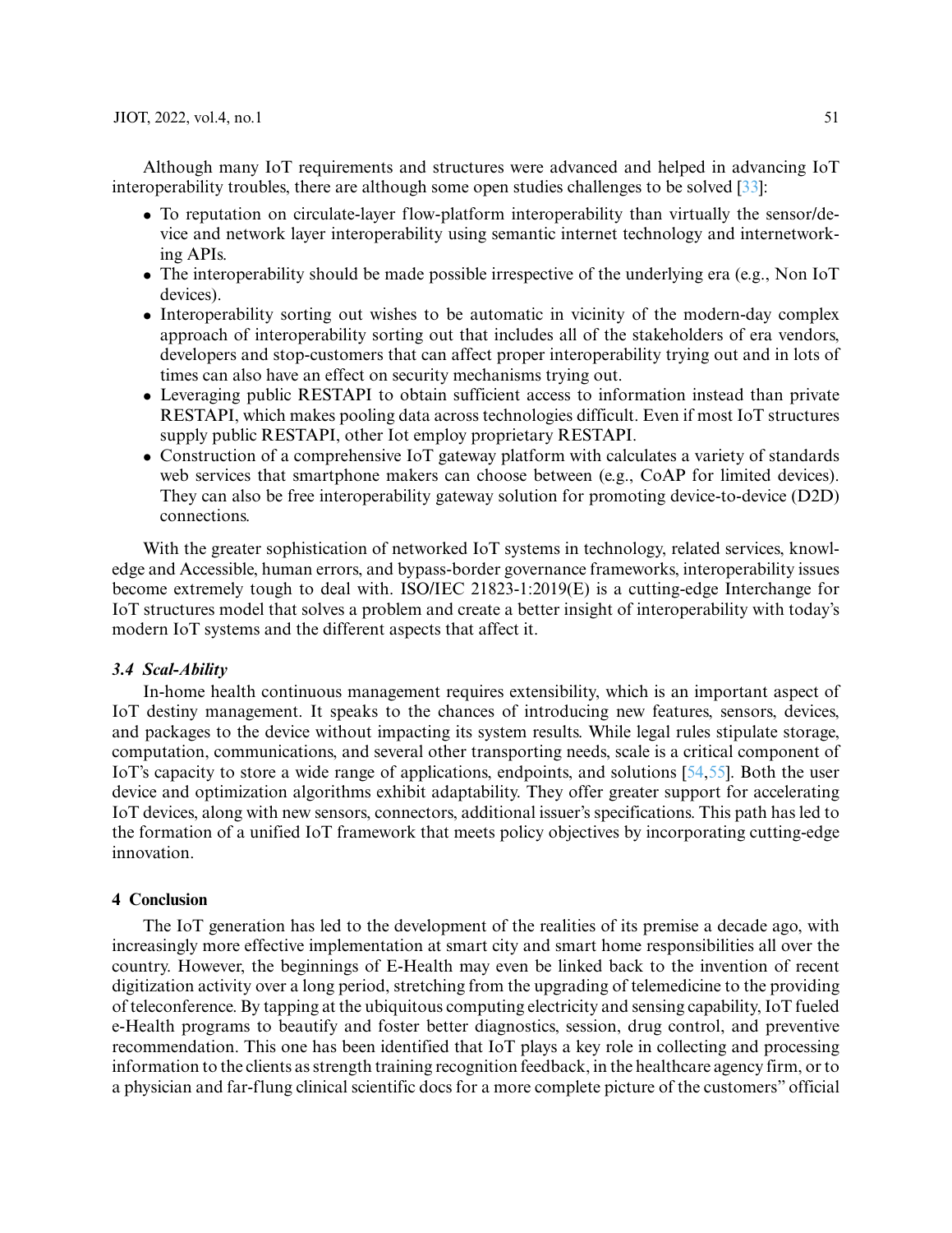Although many IoT requirements and structures were advanced and helped in advancing IoT interoperability troubles, there are although some open studies challenges to be solved [33]:

- To reputation on circulate-layer flow-platform interoperability than virtually the sensor/device and network layer interoperability using semantic internet technology and internetworking APIs.
- The interoperability should be made possible irrespective of the underlying era (e.g., Non IoT devices).
- Interoperability sorting out wishes to be automatic in vicinity of the modern-day complex approach of interoperability sorting out that includes all of the stakeholders of era vendors, developers and stop-customers that can affect proper interoperability trying out and in lots of times can also have an effect on security mechanisms trying out.
- Leveraging public RESTAPI to obtain sufficient access to information instead than private RESTAPI, which makes pooling data across technologies difficult. Even if most IoT structures supply public RESTAPI, other Iot employ proprietary RESTAPI.
- Construction of a comprehensive IoT gateway platform with calculates a variety of standards web services that smartphone makers can choose between (e.g., CoAP for limited devices). They can also be free interoperability gateway solution for promoting device-to-device (D2D) connections.

With the greater sophistication of networked IoT systems in technology, related services, knowledge and Accessible, human errors, and bypass-border governance frameworks, interoperability issues become extremely tough to deal with. ISO/IEC 21823-1:2019(E) is a cutting-edge Interchange for IoT structures model that solves a problem and create a better insight of interoperability with today's modern IoT systems and the different aspects that affect it.

### *3.4 Scal-Ability*

In-home health continuous management requires extensibility, which is an important aspect of IoT destiny management. It speaks to the chances of introducing new features, sensors, devices, and packages to the device without impacting its system results. While legal rules stipulate storage, computation, communications, and several other transporting needs, scale is a critical component of IoT's capacity to store a wide range of applications, endpoints, and solutions [54,55]. Both the user device and optimization algorithms exhibit adaptability. They offer greater support for accelerating IoT devices, along with new sensors, connectors, additional issuer's specifications. This path has led to the formation of a unified IoT framework that meets policy objectives by incorporating cutting-edge innovation.

## 4 Conclusion

The IoT generation has led to the development of the realities of its premise a decade ago, with increasingly more effective implementation at smart city and smart home responsibilities all over the country. However, the beginnings of E-Health may even be linked back to the invention of recent digitization activity over a long period, stretching from the upgrading of telemedicine to the providing of teleconference. By tapping at the ubiquitous computing electricity and sensing capability, IoT fueled e-Health programs to beautify and foster better diagnostics, session, drug control, and preventive recommendation. This one has been identified that IoT plays a key role in collecting and processing information to the clients as strength training recognition feedback, in the healthcare agency firm, or to a physician and far-flung clinical scientific docs for a more complete picture of the customers'' official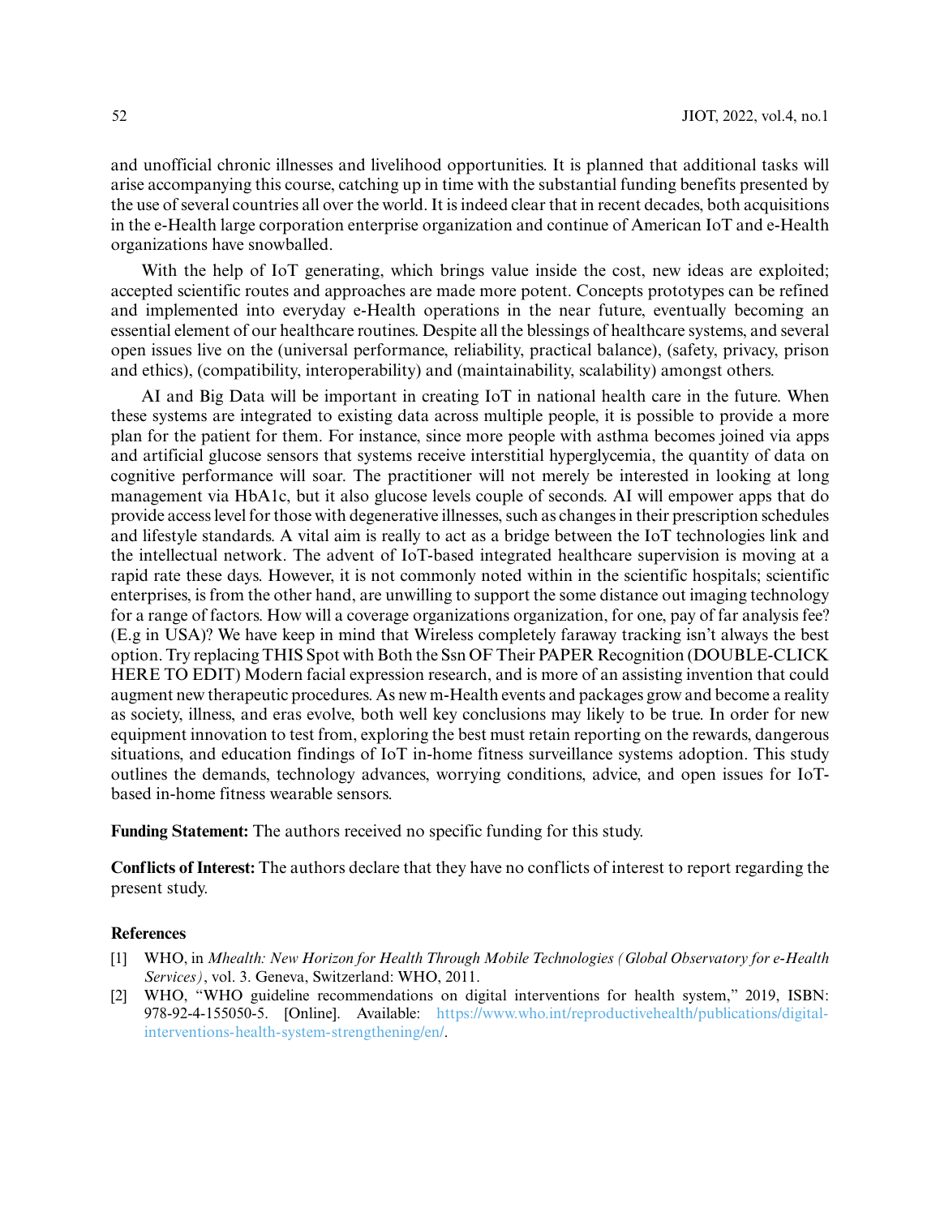and unofficial chronic illnesses and livelihood opportunities. It is planned that additional tasks will arise accompanying this course, catching up in time with the substantial funding benefits presented by the use of several countries all over the world. It is indeed clear that in recent decades, both acquisitions in the e-Health large corporation enterprise organization and continue of American IoT and e-Health organizations have snowballed.

With the help of IoT generating, which brings value inside the cost, new ideas are exploited; accepted scientific routes and approaches are made more potent. Concepts prototypes can be refined and implemented into everyday e-Health operations in the near future, eventually becoming an essential element of our healthcare routines. Despite all the blessings of healthcare systems, and several open issues live on the (universal performance, reliability, practical balance), (safety, privacy, prison and ethics), (compatibility, interoperability) and (maintainability, scalability) amongst others.

AI and Big Data will be important in creating IoT in national health care in the future. When these systems are integrated to existing data across multiple people, it is possible to provide a more plan for the patient for them. For instance, since more people with asthma becomes joined via apps and artificial glucose sensors that systems receive interstitial hyperglycemia, the quantity of data on cognitive performance will soar. The practitioner will not merely be interested in looking at long management via HbA1c, but it also glucose levels couple of seconds. AI will empower apps that do provide access level for those with degenerative illnesses, such as changes in their prescription schedules and lifestyle standards. A vital aim is really to act as a bridge between the IoT technologies link and the intellectual network. The advent of IoT-based integrated healthcare supervision is moving at a rapid rate these days. However, it is not commonly noted within in the scientific hospitals; scientific enterprises, is from the other hand, are unwilling to support the some distance out imaging technology for a range of factors. How will a coverage organizations organization, for one, pay of far analysis fee? (E.g in USA)? We have keep in mind that Wireless completely faraway tracking isn't always the best option. Try replacing THIS Spot with Both the Ssn OF Their PAPER Recognition (DOUBLE-CLICK HERE TO EDIT) Modern facial expression research, and is more of an assisting invention that could augment new therapeutic procedures. As new m-Health events and packages grow and become a reality as society, illness, and eras evolve, both well key conclusions may likely to be true. In order for new equipment innovation to test from, exploring the best must retain reporting on the rewards, dangerous situations, and education findings of IoT in-home fitness surveillance systems adoption. This study outlines the demands, technology advances, worrying conditions, advice, and open issues for IoT-based in-home fitness wearable sensors.

**Funding Statement:** The authors received no specific funding for this study.

**Conflicts of Interest:** The authors declare that they have no conflicts of interest to report regarding the present study.

## References

[1] WHO, in *Mhealth: New Horizon for Health Through Mobile Technologies (Global Observatory for e-Health Services)*, vol. 3. Geneva, Switzerland: WHO, 2011.

[2] WHO, "WHO guideline recommendations on digital interventions for health system," 2019, ISBN: 978-92-4-155050-5. [Online]. Available: https://www.who.int/reproductivehealth/publications/digital-interventions-health-system-strengthening/en/.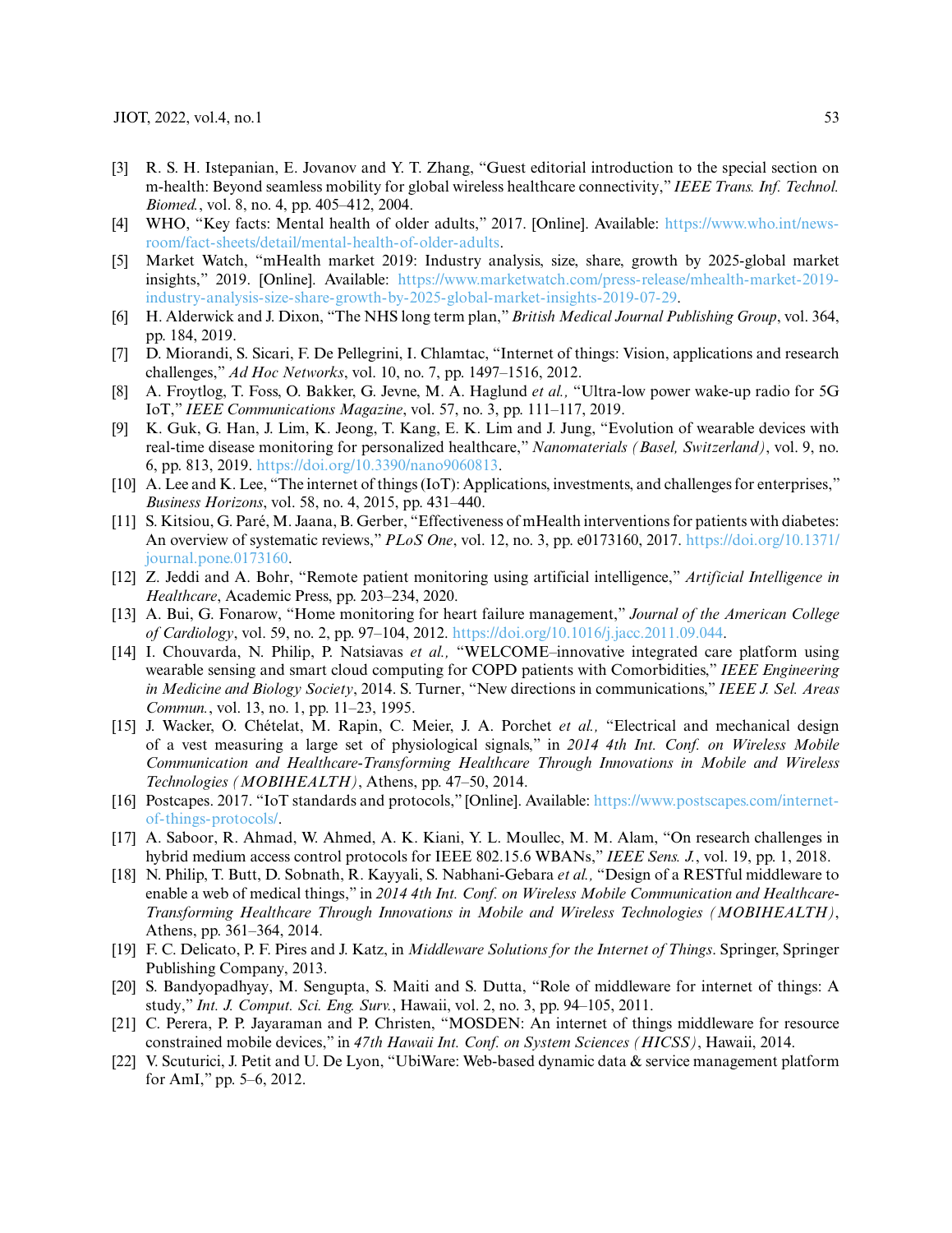[3] R. S. H. Istepanian, E. Jovanov and Y. T. Zhang, "Guest editorial introduction to the special section on m-health: Beyond seamless mobility for global wireless healthcare connectivity," *IEEE Trans. Inf. Technol. Biomed.*, vol. 8, no. 4, pp. 405–412, 2004.

[4] WHO, "Key facts: Mental health of older adults," 2017. [Online]. Available: https://www.who.int/news-room/fact-sheets/detail/mental-health-of-older-adults.

[5] Market Watch, "mHealth market 2019: Industry analysis, size, share, growth by 2025-global market insights," 2019. [Online]. Available: https://www.marketwatch.com/press-release/mhealth-market-2019-industry-analysis-size-share-growth-by-2025-global-market-insights-2019-07-29.

[6] H. Alderwick and J. Dixon, "The NHS long term plan," *British Medical Journal Publishing Group*, vol. 364, pp. 184, 2019.

[7] D. Miorandi, S. Sicari, F. De Pellegrini, I. Chlamtac, "Internet of things: Vision, applications and research challenges," *Ad Hoc Networks*, vol. 10, no. 7, pp. 1497–1516, 2012.

[8] A. Froytlog, T. Foss, O. Bakker, G. Jevne, M. A. Haglund *et al.,* "Ultra-low power wake-up radio for 5G IoT," *IEEE Communications Magazine*, vol. 57, no. 3, pp. 111–117, 2019.

[9] K. Guk, G. Han, J. Lim, K. Jeong, T. Kang, E. K. Lim and J. Jung, "Evolution of wearable devices with real-time disease monitoring for personalized healthcare," *Nanomaterials (Basel, Switzerland)*, vol. 9, no. 6, pp. 813, 2019. https://doi.org/10.3390/nano9060813.

[10] A. Lee and K. Lee, "The internet of things (IoT): Applications, investments, and challenges for enterprises," *Business Horizons*, vol. 58, no. 4, 2015, pp. 431–440.

[11] S. Kitsiou, G. Paré, M. Jaana, B. Gerber, "Effectiveness of mHealth interventions for patients with diabetes: An overview of systematic reviews," *PLoS One*, vol. 12, no. 3, pp. e0173160, 2017. https://doi.org/10.1371/journal.pone.0173160.

[12] Z. Jeddi and A. Bohr, "Remote patient monitoring using artificial intelligence," *Artificial Intelligence in Healthcare*, Academic Press, pp. 203–234, 2020.

[13] A. Bui, G. Fonarow, "Home monitoring for heart failure management," *Journal of the American College of Cardiology*, vol. 59, no. 2, pp. 97–104, 2012. https://doi.org/10.1016/j.jacc.2011.09.044.

[14] I. Chouvarda, N. Philip, P. Natsiavas *et al.,* "WELCOME–innovative integrated care platform using wearable sensing and smart cloud computing for COPD patients with Comorbidities," *IEEE Engineering in Medicine and Biology Society*, 2014. S. Turner, "New directions in communications," *IEEE J. Sel. Areas Commun.*, vol. 13, no. 1, pp. 11–23, 1995.

[15] J. Wacker, O. Chételat, M. Rapin, C. Meier, J. A. Porchet *et al.,* "Electrical and mechanical design of a vest measuring a large set of physiological signals," in *2014 4th Int. Conf. on Wireless Mobile Communication and Healthcare-Transforming Healthcare Through Innovations in Mobile and Wireless Technologies (MOBIHEALTH)*, Athens, pp. 47–50, 2014.

[16] Postcapes. 2017. "IoT standards and protocols," [Online]. Available: https://www.postscapes.com/internet-of-things-protocols/.

[17] A. Saboor, R. Ahmad, W. Ahmed, A. K. Kiani, Y. L. Moullec, M. M. Alam, "On research challenges in hybrid medium access control protocols for IEEE 802.15.6 WBANs," *IEEE Sens. J.*, vol. 19, pp. 1, 2018.

[18] N. Philip, T. Butt, D. Sobnath, R. Kayyali, S. Nabhani-Gebara *et al.,* "Design of a RESTful middleware to enable a web of medical things," in *2014 4th Int. Conf. on Wireless Mobile Communication and Healthcare-Transforming Healthcare Through Innovations in Mobile and Wireless Technologies (MOBIHEALTH)*, Athens, pp. 361–364, 2014.

[19] F. C. Delicato, P. F. Pires and J. Katz, in *Middleware Solutions for the Internet of Things*. Springer, Springer Publishing Company, 2013.

[20] S. Bandyopadhyay, M. Sengupta, S. Maiti and S. Dutta, "Role of middleware for internet of things: A study," *Int. J. Comput. Sci. Eng. Surv.*, Hawaii, vol. 2, no. 3, pp. 94–105, 2011.

[21] C. Perera, P. P. Jayaraman and P. Christen, "MOSDEN: An internet of things middleware for resource constrained mobile devices," in *47th Hawaii Int. Conf. on System Sciences (HICSS)*, Hawaii, 2014.

[22] V. Scuturici, J. Petit and U. De Lyon, "UbiWare: Web-based dynamic data & service management platform for AmI," pp. 5–6, 2012.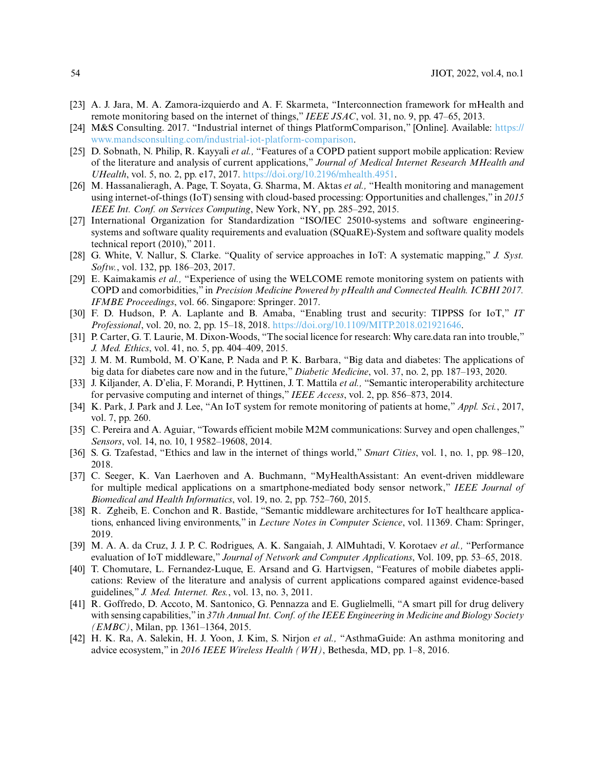[23] A. J. Jara, M. A. Zamora-izquierdo and A. F. Skarmeta, "Interconnection framework for mHealth and remote monitoring based on the internet of things," *IEEE JSAC*, vol. 31, no. 9, pp. 47–65, 2013.

[24] M&S Consulting. 2017. "Industrial internet of things PlatformComparison," [Online]. Available: https://www.mandsconsulting.com/industrial-iot-platform-comparison.

[25] D. Sobnath, N. Philip, R. Kayyali *et al.,* "Features of a COPD patient support mobile application: Review of the literature and analysis of current applications," *Journal of Medical Internet Research MHealth and UHealth*, vol. 5, no. 2, pp. e17, 2017. https://doi.org/10.2196/mhealth.4951.

[26] M. Hassanalieragh, A. Page, T. Soyata, G. Sharma, M. Aktas *et al.,* "Health monitoring and management using internet-of-things (IoT) sensing with cloud-based processing: Opportunities and challenges," in *2015 IEEE Int. Conf. on Services Computing*, New York, NY, pp. 285–292, 2015.

[27] International Organization for Standardization "ISO/IEC 25010-systems and software engineering-systems and software quality requirements and evaluation (SQuaRE)-System and software quality models technical report (2010)," 2011.

[28] G. White, V. Nallur, S. Clarke. "Quality of service approaches in IoT: A systematic mapping," *J. Syst. Softw.*, vol. 132, pp. 186–203, 2017.

[29] E. Kaimakamis *et al.,* "Experience of using the WELCOME remote monitoring system on patients with COPD and comorbidities," in *Precision Medicine Powered by pHealth and Connected Health. ICBHI 2017. IFMBE Proceedings*, vol. 66. Singapore: Springer. 2017.

[30] F. D. Hudson, P. A. Laplante and B. Amaba, "Enabling trust and security: TIPPSS for IoT," *IT Professional*, vol. 20, no. 2, pp. 15–18, 2018. https://doi.org/10.1109/MITP.2018.021921646.

[31] P. Carter, G. T. Laurie, M. Dixon-Woods, "The social licence for research: Why care.data ran into trouble," *J. Med. Ethics*, vol. 41, no. 5, pp. 404–409, 2015.

[32] J. M. M. Rumbold, M. O'Kane, P. Nada and P. K. Barbara, "Big data and diabetes: The applications of big data for diabetes care now and in the future," *Diabetic Medicine*, vol. 37, no. 2, pp. 187–193, 2020.

[33] J. Kiljander, A. D'elia, F. Morandi, P. Hyttinen, J. T. Mattila *et al.,* "Semantic interoperability architecture for pervasive computing and internet of things," *IEEE Access*, vol. 2, pp. 856–873, 2014.

[34] K. Park, J. Park and J. Lee, "An IoT system for remote monitoring of patients at home," *Appl. Sci.*, 2017, vol. 7, pp. 260.

[35] C. Pereira and A. Aguiar, "Towards efficient mobile M2M communications: Survey and open challenges," *Sensors*, vol. 14, no. 10, 1 9582–19608, 2014.

[36] S. G. Tzafestad, "Ethics and law in the internet of things world," *Smart Cities*, vol. 1, no. 1, pp. 98–120, 2018.

[37] C. Seeger, K. Van Laerhoven and A. Buchmann, "MyHealthAssistant: An event-driven middleware for multiple medical applications on a smartphone-mediated body sensor network," *IEEE Journal of Biomedical and Health Informatics*, vol. 19, no. 2, pp. 752–760, 2015.

[38] R. Zgheib, E. Conchon and R. Bastide, "Semantic middleware architectures for IoT healthcare applications, enhanced living environments," in *Lecture Notes in Computer Science*, vol. 11369. Cham: Springer, 2019.

[39] M. A. A. da Cruz, J. J. P. C. Rodrigues, A. K. Sangaiah, J. AlMuhtadi, V. Korotaev *et al.,* "Performance evaluation of IoT middleware," *Journal of Network and Computer Applications*, Vol. 109, pp. 53–65, 2018.

[40] T. Chomutare, L. Fernandez-Luque, E. Arsand and G. Hartvigsen, "Features of mobile diabetes applications: Review of the literature and analysis of current applications compared against evidence-based guidelines," *J. Med. Internet. Res.*, vol. 13, no. 3, 2011.

[41] R. Goffredo, D. Accoto, M. Santonico, G. Pennazza and E. Guglielmelli, "A smart pill for drug delivery with sensing capabilities," in *37th Annual Int. Conf. of the IEEE Engineering in Medicine and Biology Society (EMBC)*, Milan, pp. 1361–1364, 2015.

[42] H. K. Ra, A. Salekin, H. J. Yoon, J. Kim, S. Nirjon *et al.,* "AsthmaGuide: An asthma monitoring and advice ecosystem," in *2016 IEEE Wireless Health (WH)*, Bethesda, MD, pp. 1–8, 2016.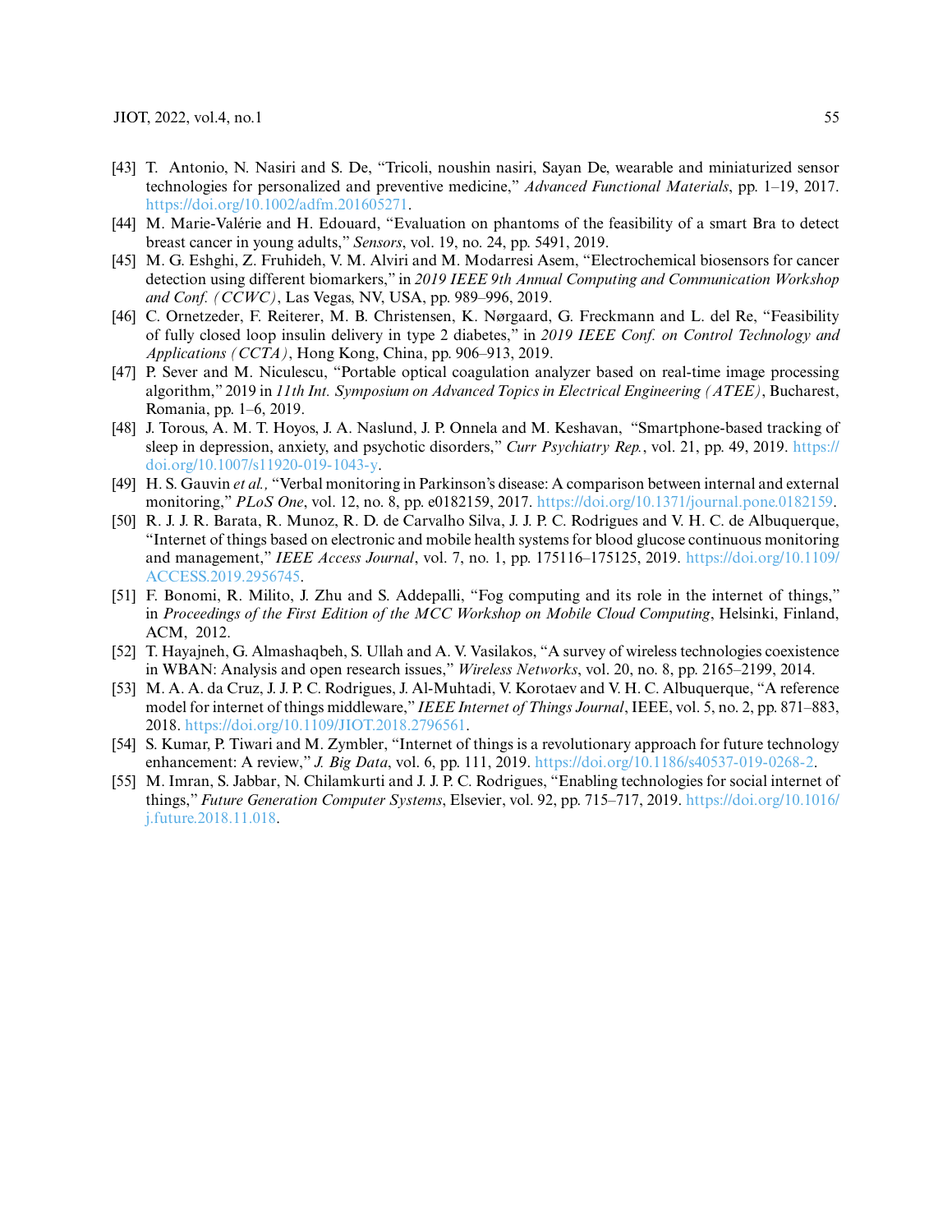[43] T. Antonio, N. Nasiri and S. De, "Tricoli, noushin nasiri, Sayan De, wearable and miniaturized sensor technologies for personalized and preventive medicine," *Advanced Functional Materials*, pp. 1–19, 2017. https://doi.org/10.1002/adfm.201605271.

[44] M. Marie-Valérie and H. Edouard, "Evaluation on phantoms of the feasibility of a smart Bra to detect breast cancer in young adults," *Sensors*, vol. 19, no. 24, pp. 5491, 2019.

[45] M. G. Eshghi, Z. Fruhideh, V. M. Alviri and M. Modarresi Asem, "Electrochemical biosensors for cancer detection using different biomarkers," in *2019 IEEE 9th Annual Computing and Communication Workshop and Conf. (CCWC)*, Las Vegas, NV, USA, pp. 989–996, 2019.

[46] C. Ornetzeder, F. Reiterer, M. B. Christensen, K. Nørgaard, G. Freckmann and L. del Re, "Feasibility of fully closed loop insulin delivery in type 2 diabetes," in *2019 IEEE Conf. on Control Technology and Applications (CCTA)*, Hong Kong, China, pp. 906–913, 2019.

[47] P. Sever and M. Niculescu, "Portable optical coagulation analyzer based on real-time image processing algorithm," 2019 in *11th Int. Symposium on Advanced Topics in Electrical Engineering (ATEE)*, Bucharest, Romania, pp. 1–6, 2019.

[48] J. Torous, A. M. T. Hoyos, J. A. Naslund, J. P. Onnela and M. Keshavan, "Smartphone-based tracking of sleep in depression, anxiety, and psychotic disorders," *Curr Psychiatry Rep.*, vol. 21, pp. 49, 2019. https://doi.org/10.1007/s11920-019-1043-y.

[49] H. S. Gauvin *et al.,* "Verbal monitoring in Parkinson's disease: A comparison between internal and external monitoring," *PLoS One*, vol. 12, no. 8, pp. e0182159, 2017. https://doi.org/10.1371/journal.pone.0182159.

[50] R. J. J. R. Barata, R. Munoz, R. D. de Carvalho Silva, J. J. P. C. Rodrigues and V. H. C. de Albuquerque, "Internet of things based on electronic and mobile health systems for blood glucose continuous monitoring and management," *IEEE Access Journal*, vol. 7, no. 1, pp. 175116–175125, 2019. https://doi.org/10.1109/ACCESS.2019.2956745.

[51] F. Bonomi, R. Milito, J. Zhu and S. Addepalli, "Fog computing and its role in the internet of things," in *Proceedings of the First Edition of the MCC Workshop on Mobile Cloud Computing*, Helsinki, Finland, ACM, 2012.

[52] T. Hayajneh, G. Almashaqbeh, S. Ullah and A. V. Vasilakos, "A survey of wireless technologies coexistence in WBAN: Analysis and open research issues," *Wireless Networks*, vol. 20, no. 8, pp. 2165–2199, 2014.

[53] M. A. A. da Cruz, J. J. P. C. Rodrigues, J. Al-Muhtadi, V. Korotaev and V. H. C. Albuquerque, "A reference model for internet of things middleware," *IEEE Internet of Things Journal*, IEEE, vol. 5, no. 2, pp. 871–883, 2018. https://doi.org/10.1109/JIOT.2018.2796561.

[54] S. Kumar, P. Tiwari and M. Zymbler, "Internet of things is a revolutionary approach for future technology enhancement: A review," *J. Big Data*, vol. 6, pp. 111, 2019. https://doi.org/10.1186/s40537-019-0268-2.

[55] M. Imran, S. Jabbar, N. Chilamkurti and J. J. P. C. Rodrigues, "Enabling technologies for social internet of things," *Future Generation Computer Systems*, Elsevier, vol. 92, pp. 715–717, 2019. https://doi.org/10.1016/j.future.2018.11.018.